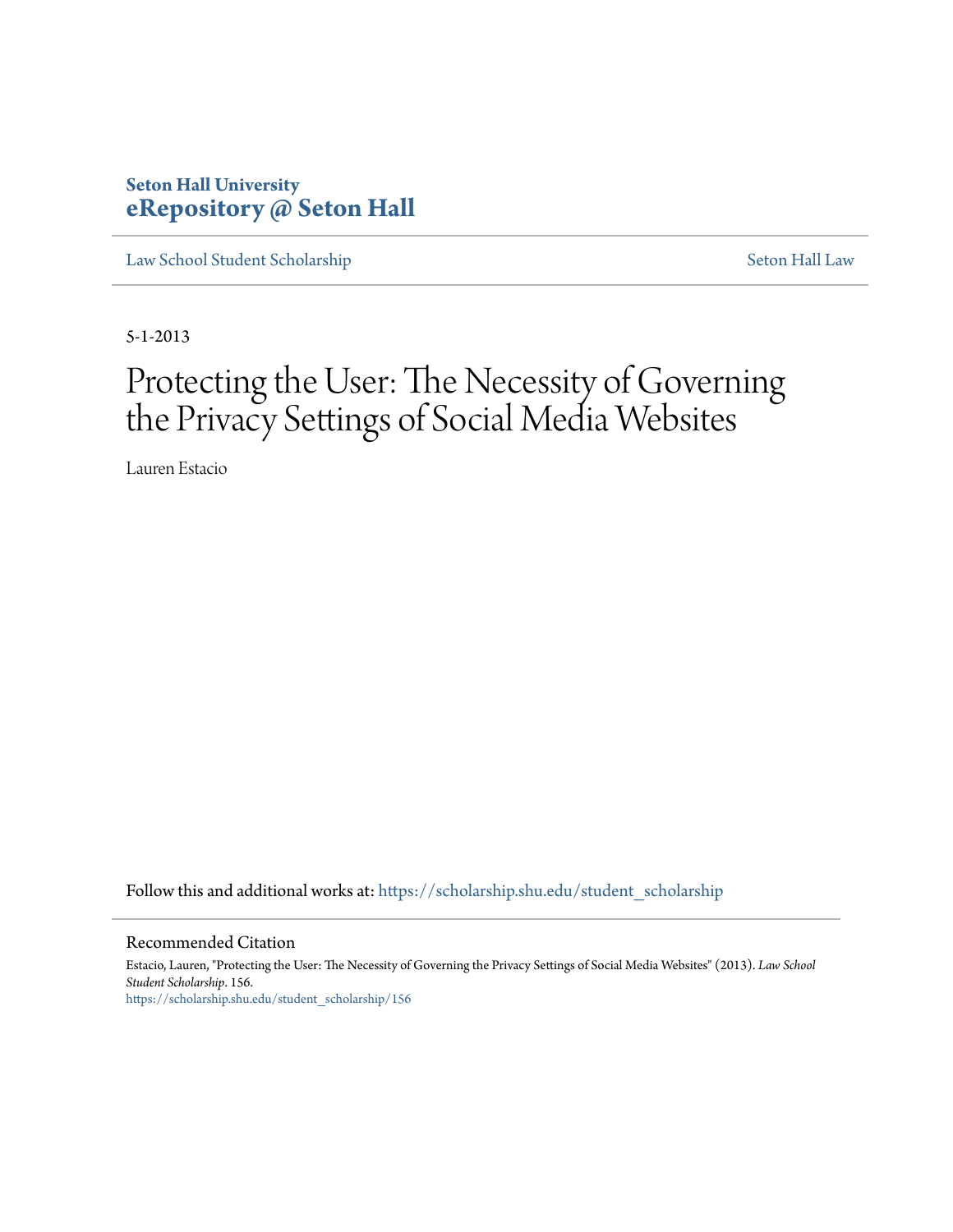**Seton Hall University**
**eRepository @ Seton Hall**

Law School Student Scholarship | Seton Hall Law

5-1-2013

# Protecting the User: The Necessity of Governing the Privacy Settings of Social Media Websites

Lauren Estacio

Follow this and additional works at: https://scholarship.shu.edu/student_scholarship

## Recommended Citation

Estacio, Lauren, "Protecting the User: The Necessity of Governing the Privacy Settings of Social Media Websites" (2013). *Law School Student Scholarship*. 156.
https://scholarship.shu.edu/student_scholarship/156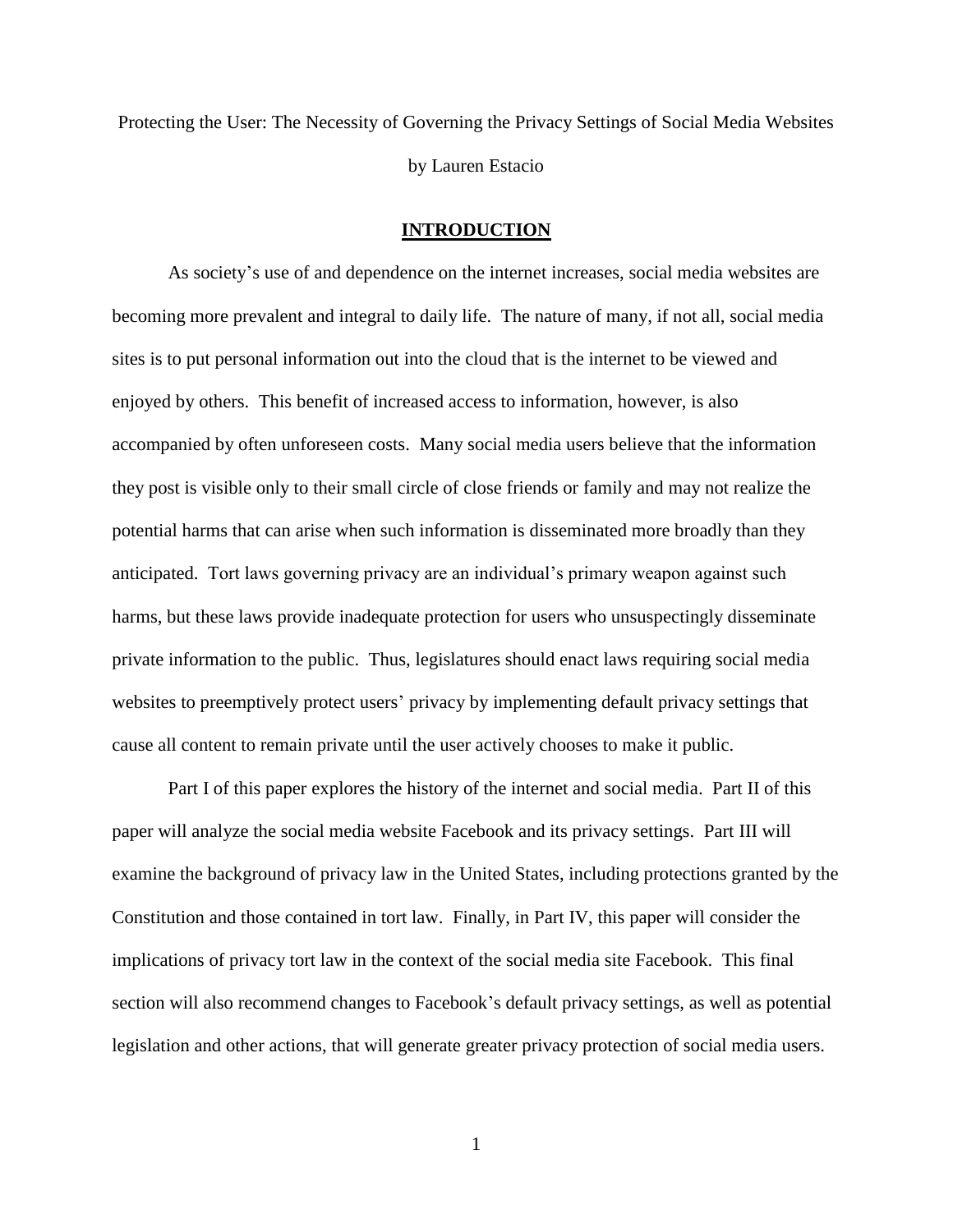Protecting the User: The Necessity of Governing the Privacy Settings of Social Media Websites

by Lauren Estacio

## INTRODUCTION

As society's use of and dependence on the internet increases, social media websites are becoming more prevalent and integral to daily life. The nature of many, if not all, social media sites is to put personal information out into the cloud that is the internet to be viewed and enjoyed by others. This benefit of increased access to information, however, is also accompanied by often unforeseen costs. Many social media users believe that the information they post is visible only to their small circle of close friends or family and may not realize the potential harms that can arise when such information is disseminated more broadly than they anticipated. Tort laws governing privacy are an individual's primary weapon against such harms, but these laws provide inadequate protection for users who unsuspectingly disseminate private information to the public. Thus, legislatures should enact laws requiring social media websites to preemptively protect users' privacy by implementing default privacy settings that cause all content to remain private until the user actively chooses to make it public.

Part I of this paper explores the history of the internet and social media. Part II of this paper will analyze the social media website Facebook and its privacy settings. Part III will examine the background of privacy law in the United States, including protections granted by the Constitution and those contained in tort law. Finally, in Part IV, this paper will consider the implications of privacy tort law in the context of the social media site Facebook. This final section will also recommend changes to Facebook's default privacy settings, as well as potential legislation and other actions, that will generate greater privacy protection of social media users.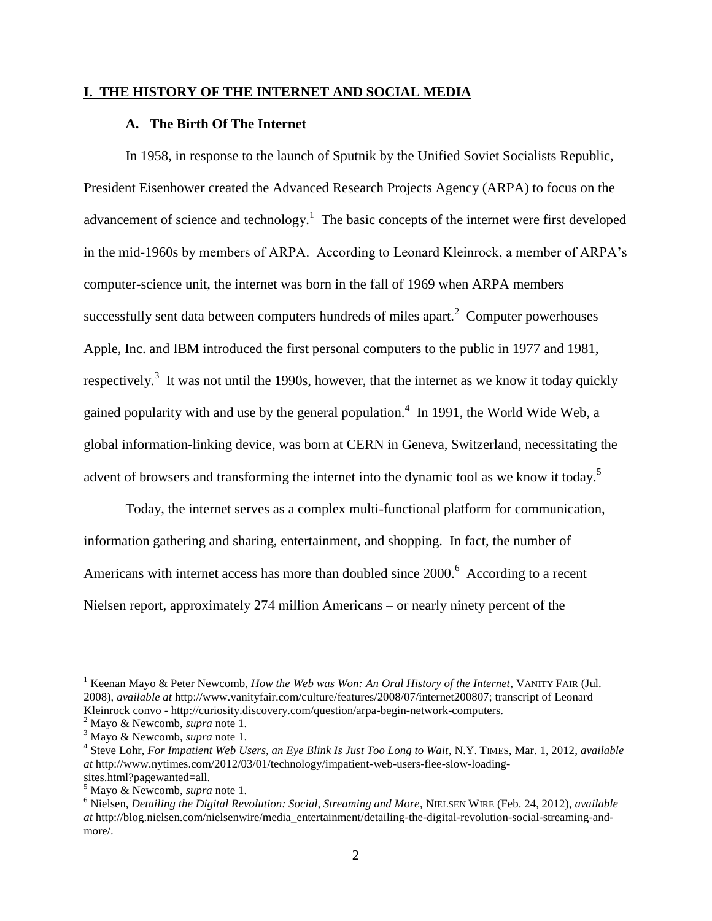## I. THE HISTORY OF THE INTERNET AND SOCIAL MEDIA

### A. The Birth Of The Internet

In 1958, in response to the launch of Sputnik by the Unified Soviet Socialists Republic, President Eisenhower created the Advanced Research Projects Agency (ARPA) to focus on the advancement of science and technology.[1] The basic concepts of the internet were first developed in the mid-1960s by members of ARPA. According to Leonard Kleinrock, a member of ARPA's computer-science unit, the internet was born in the fall of 1969 when ARPA members successfully sent data between computers hundreds of miles apart.[2] Computer powerhouses Apple, Inc. and IBM introduced the first personal computers to the public in 1977 and 1981, respectively.[3] It was not until the 1990s, however, that the internet as we know it today quickly gained popularity with and use by the general population.[4] In 1991, the World Wide Web, a global information-linking device, was born at CERN in Geneva, Switzerland, necessitating the advent of browsers and transforming the internet into the dynamic tool as we know it today.[5]

Today, the internet serves as a complex multi-functional platform for communication, information gathering and sharing, entertainment, and shopping. In fact, the number of Americans with internet access has more than doubled since 2000.[6] According to a recent Nielsen report, approximately 274 million Americans – or nearly ninety percent of the

---

[1] Keenan Mayo & Peter Newcomb, *How the Web was Won: An Oral History of the Internet*, VANITY FAIR (Jul. 2008), *available at* http://www.vanityfair.com/culture/features/2008/07/internet200807; transcript of Leonard Kleinrock convo - http://curiosity.discovery.com/question/arpa-begin-network-computers.

[2] Mayo & Newcomb, *supra* note 1.

[3] Mayo & Newcomb, *supra* note 1.

[4] Steve Lohr, *For Impatient Web Users, an Eye Blink Is Just Too Long to Wait*, N.Y. TIMES, Mar. 1, 2012, *available at* http://www.nytimes.com/2012/03/01/technology/impatient-web-users-flee-slow-loading-sites.html?pagewanted=all.

[5] Mayo & Newcomb, *supra* note 1.

[6] Nielsen, *Detailing the Digital Revolution: Social, Streaming and More*, NIELSEN WIRE (Feb. 24, 2012), *available at* http://blog.nielsen.com/nielsenwire/media_entertainment/detailing-the-digital-revolution-social-streaming-and-more/.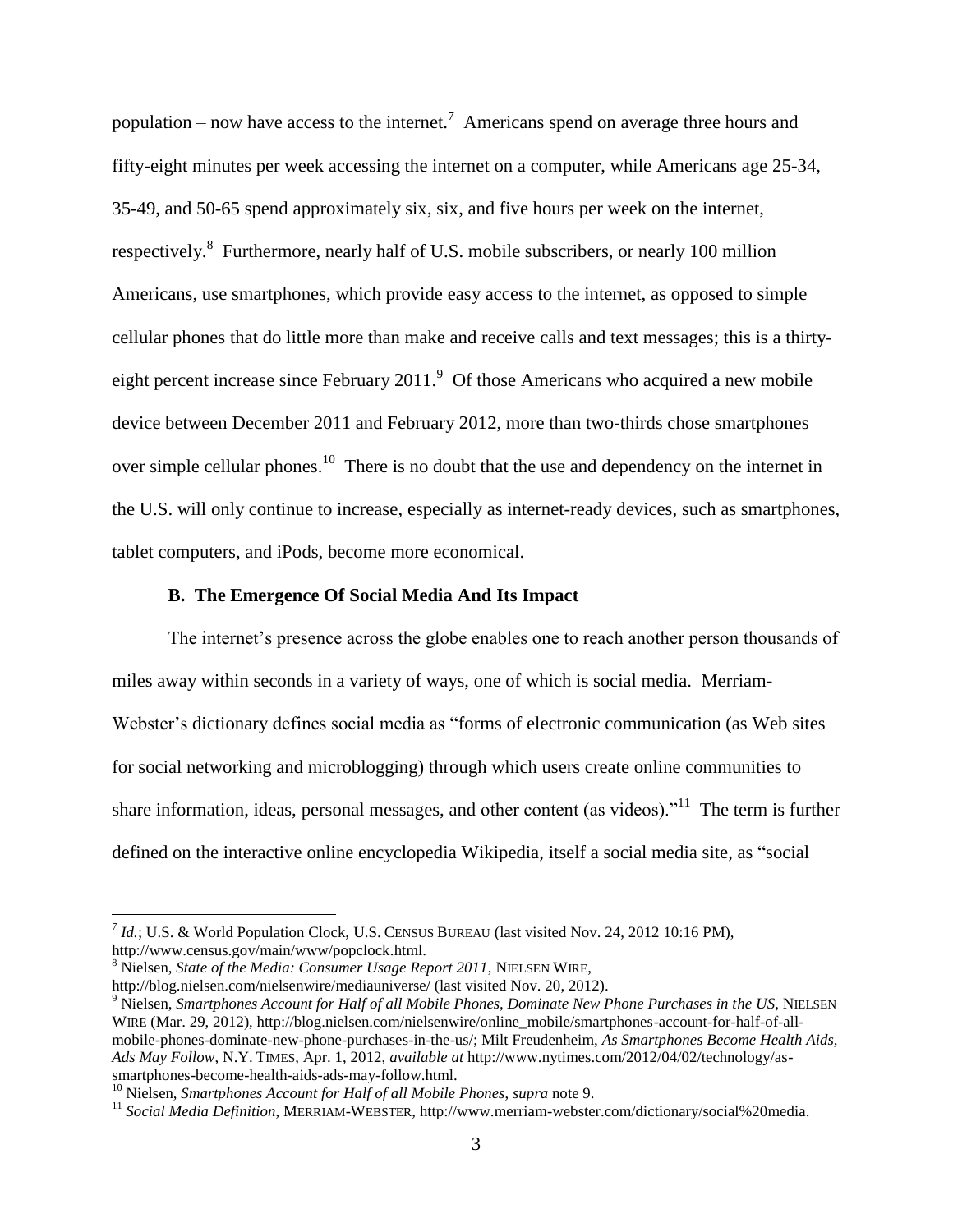population – now have access to the internet.[7] Americans spend on average three hours and fifty-eight minutes per week accessing the internet on a computer, while Americans age 25-34, 35-49, and 50-65 spend approximately six, six, and five hours per week on the internet, respectively.[8] Furthermore, nearly half of U.S. mobile subscribers, or nearly 100 million Americans, use smartphones, which provide easy access to the internet, as opposed to simple cellular phones that do little more than make and receive calls and text messages; this is a thirty-eight percent increase since February 2011.[9] Of those Americans who acquired a new mobile device between December 2011 and February 2012, more than two-thirds chose smartphones over simple cellular phones.[10] There is no doubt that the use and dependency on the internet in the U.S. will only continue to increase, especially as internet-ready devices, such as smartphones, tablet computers, and iPods, become more economical.

### B. The Emergence Of Social Media And Its Impact

The internet's presence across the globe enables one to reach another person thousands of miles away within seconds in a variety of ways, one of which is social media. Merriam-Webster's dictionary defines social media as "forms of electronic communication (as Web sites for social networking and microblogging) through which users create online communities to share information, ideas, personal messages, and other content (as videos)."[11] The term is further defined on the interactive online encyclopedia Wikipedia, itself a social media site, as "social

---

[7] *Id.*; U.S. & World Population Clock, U.S. CENSUS BUREAU (last visited Nov. 24, 2012 10:16 PM), http://www.census.gov/main/www/popclock.html.

[8] Nielsen, *State of the Media: Consumer Usage Report 2011*, NIELSEN WIRE, http://blog.nielsen.com/nielsenwire/mediauniverse/ (last visited Nov. 20, 2012).

[9] Nielsen, *Smartphones Account for Half of all Mobile Phones, Dominate New Phone Purchases in the US*, NIELSEN WIRE (Mar. 29, 2012), http://blog.nielsen.com/nielsenwire/online_mobile/smartphones-account-for-half-of-all-mobile-phones-dominate-new-phone-purchases-in-the-us/; Milt Freudenheim, *As Smartphones Become Health Aids, Ads May Follow*, N.Y. TIMES, Apr. 1, 2012, *available at* http://www.nytimes.com/2012/04/02/technology/as-smartphones-become-health-aids-ads-may-follow.html.

[10] Nielsen, *Smartphones Account for Half of all Mobile Phones*, *supra* note 9.

[11] *Social Media Definition*, MERRIAM-WEBSTER, http://www.merriam-webster.com/dictionary/social%20media.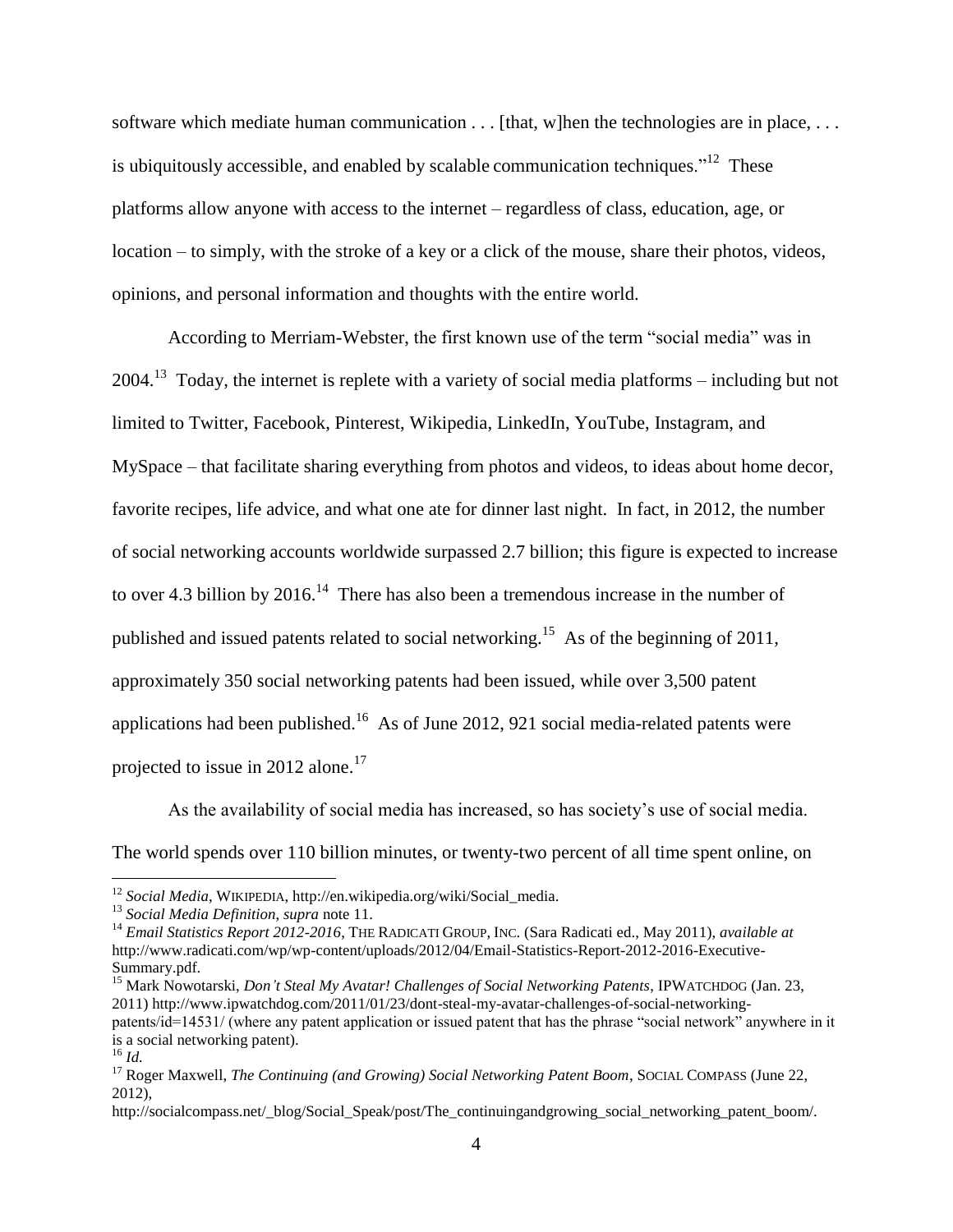software which mediate human communication . . . [that, w]hen the technologies are in place, . . . is ubiquitously accessible, and enabled by scalable communication techniques."[12] These platforms allow anyone with access to the internet – regardless of class, education, age, or location – to simply, with the stroke of a key or a click of the mouse, share their photos, videos, opinions, and personal information and thoughts with the entire world.

According to Merriam-Webster, the first known use of the term "social media" was in 2004.[13] Today, the internet is replete with a variety of social media platforms – including but not limited to Twitter, Facebook, Pinterest, Wikipedia, LinkedIn, YouTube, Instagram, and MySpace – that facilitate sharing everything from photos and videos, to ideas about home decor, favorite recipes, life advice, and what one ate for dinner last night. In fact, in 2012, the number of social networking accounts worldwide surpassed 2.7 billion; this figure is expected to increase to over 4.3 billion by 2016.[14] There has also been a tremendous increase in the number of published and issued patents related to social networking.[15] As of the beginning of 2011, approximately 350 social networking patents had been issued, while over 3,500 patent applications had been published.[16] As of June 2012, 921 social media-related patents were projected to issue in 2012 alone.[17]

As the availability of social media has increased, so has society's use of social media. The world spends over 110 billion minutes, or twenty-two percent of all time spent online, on

---

[12] *Social Media*, WIKIPEDIA, http://en.wikipedia.org/wiki/Social_media.

[13] *Social Media Definition*, *supra* note 11.

[14] *Email Statistics Report 2012-2016*, THE RADICATI GROUP, INC. (Sara Radicati ed., May 2011), *available at* http://www.radicati.com/wp/wp-content/uploads/2012/04/Email-Statistics-Report-2012-2016-Executive-Summary.pdf.

[15] Mark Nowotarski, *Don't Steal My Avatar! Challenges of Social Networking Patents*, IPWATCHDOG (Jan. 23, 2011) http://www.ipwatchdog.com/2011/01/23/dont-steal-my-avatar-challenges-of-social-networking-patents/id=14531/ (where any patent application or issued patent that has the phrase "social network" anywhere in it is a social networking patent).

[16] *Id.*

[17] Roger Maxwell, *The Continuing (and Growing) Social Networking Patent Boom*, SOCIAL COMPASS (June 22, 2012), http://socialcompass.net/_blog/Social_Speak/post/The_continuingandgrowing_social_networking_patent_boom/.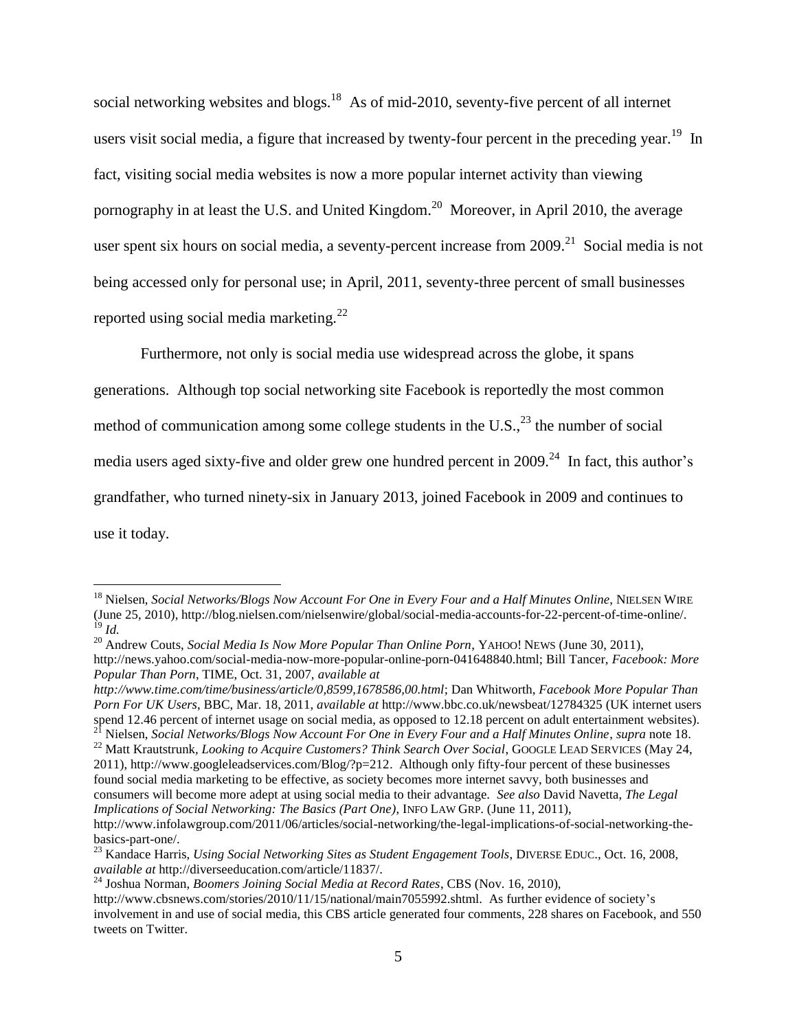social networking websites and blogs.[18] As of mid-2010, seventy-five percent of all internet users visit social media, a figure that increased by twenty-four percent in the preceding year.[19] In fact, visiting social media websites is now a more popular internet activity than viewing pornography in at least the U.S. and United Kingdom.[20] Moreover, in April 2010, the average user spent six hours on social media, a seventy-percent increase from 2009.[21] Social media is not being accessed only for personal use; in April, 2011, seventy-three percent of small businesses reported using social media marketing.[22]

Furthermore, not only is social media use widespread across the globe, it spans generations. Although top social networking site Facebook is reportedly the most common method of communication among some college students in the U.S.,[23] the number of social media users aged sixty-five and older grew one hundred percent in 2009.[24] In fact, this author's grandfather, who turned ninety-six in January 2013, joined Facebook in 2009 and continues to use it today.

---

[18] Nielsen, *Social Networks/Blogs Now Account For One in Every Four and a Half Minutes Online*, NIELSEN WIRE (June 25, 2010), http://blog.nielsen.com/nielsenwire/global/social-media-accounts-for-22-percent-of-time-online/.

[19] *Id.*

[20] Andrew Couts, *Social Media Is Now More Popular Than Online Porn*, YAHOO! NEWS (June 30, 2011), http://news.yahoo.com/social-media-now-more-popular-online-porn-041648840.html; Bill Tancer, *Facebook: More Popular Than Porn*, TIME, Oct. 31, 2007, *available at http://www.time.com/time/business/article/0,8599,1678586,00.html*; Dan Whitworth, *Facebook More Popular Than Porn For UK Users*, BBC, Mar. 18, 2011, *available at* http://www.bbc.co.uk/newsbeat/12784325 (UK internet users spend 12.46 percent of internet usage on social media, as opposed to 12.18 percent on adult entertainment websites).

[21] Nielsen, *Social Networks/Blogs Now Account For One in Every Four and a Half Minutes Online*, *supra* note 18.

[22] Matt Krautstrunk, *Looking to Acquire Customers? Think Search Over Social*, GOOGLE LEAD SERVICES (May 24, 2011), http://www.googleleadservices.com/Blog/?p=212. Although only fifty-four percent of these businesses found social media marketing to be effective, as society becomes more internet savvy, both businesses and consumers will become more adept at using social media to their advantage. *See also* David Navetta, *The Legal Implications of Social Networking: The Basics (Part One)*, INFO LAW GRP. (June 11, 2011), http://www.infolawgroup.com/2011/06/articles/social-networking/the-legal-implications-of-social-networking-the-basics-part-one/.

[23] Kandace Harris, *Using Social Networking Sites as Student Engagement Tools*, DIVERSE EDUC., Oct. 16, 2008, *available at* http://diverseeducation.com/article/11837/.

[24] Joshua Norman, *Boomers Joining Social Media at Record Rates*, CBS (Nov. 16, 2010), http://www.cbsnews.com/stories/2010/11/15/national/main7055992.shtml. As further evidence of society's involvement in and use of social media, this CBS article generated four comments, 228 shares on Facebook, and 550 tweets on Twitter.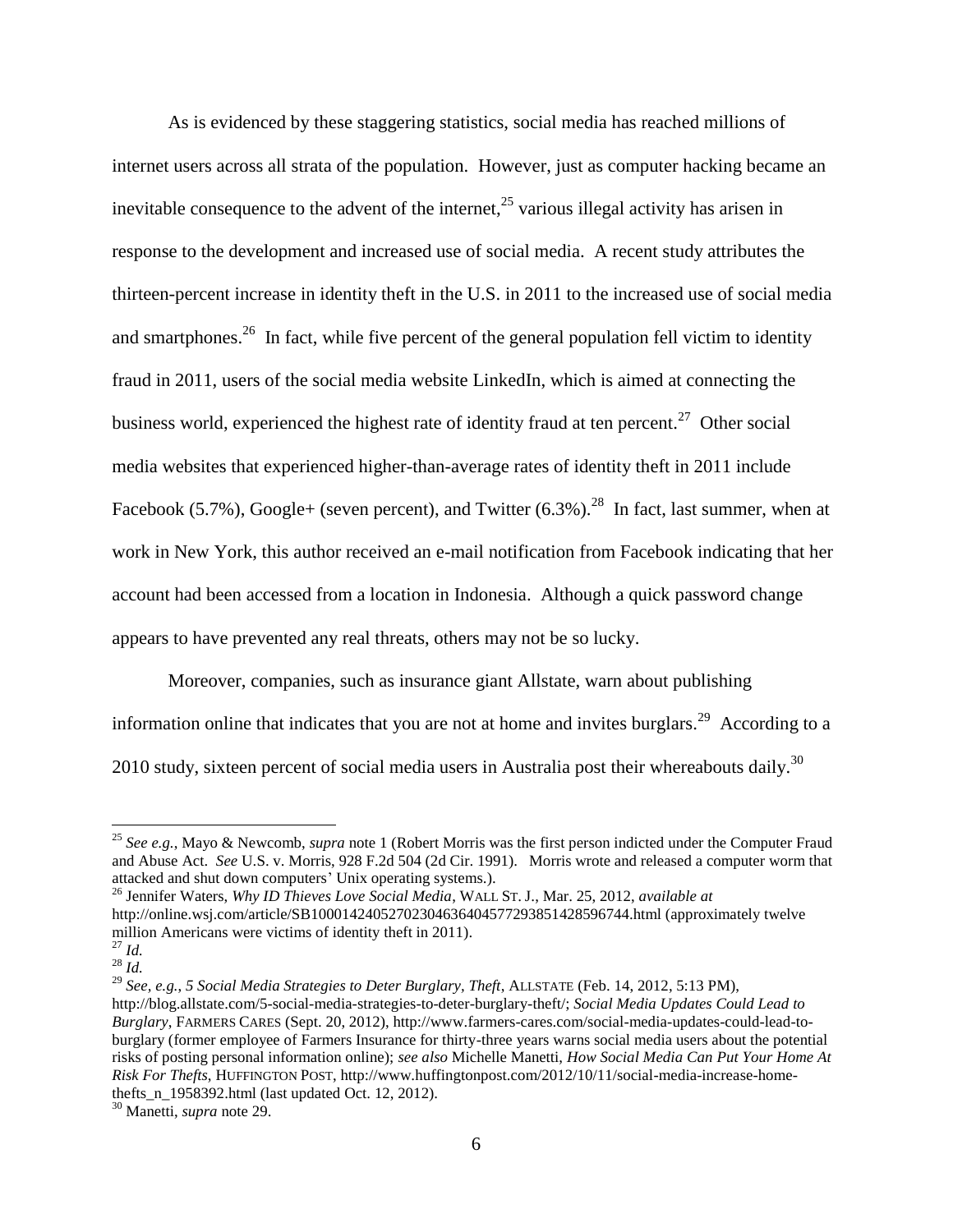As is evidenced by these staggering statistics, social media has reached millions of internet users across all strata of the population. However, just as computer hacking became an inevitable consequence to the advent of the internet,[25] various illegal activity has arisen in response to the development and increased use of social media. A recent study attributes the thirteen-percent increase in identity theft in the U.S. in 2011 to the increased use of social media and smartphones.[26] In fact, while five percent of the general population fell victim to identity fraud in 2011, users of the social media website LinkedIn, which is aimed at connecting the business world, experienced the highest rate of identity fraud at ten percent.[27] Other social media websites that experienced higher-than-average rates of identity theft in 2011 include Facebook (5.7%), Google+ (seven percent), and Twitter (6.3%).[28] In fact, last summer, when at work in New York, this author received an e-mail notification from Facebook indicating that her account had been accessed from a location in Indonesia. Although a quick password change appears to have prevented any real threats, others may not be so lucky.

Moreover, companies, such as insurance giant Allstate, warn about publishing information online that indicates that you are not at home and invites burglars.[29] According to a 2010 study, sixteen percent of social media users in Australia post their whereabouts daily.[30]

---

[25] *See e.g.*, Mayo & Newcomb, *supra* note 1 (Robert Morris was the first person indicted under the Computer Fraud and Abuse Act. *See* U.S. v. Morris, 928 F.2d 504 (2d Cir. 1991). Morris wrote and released a computer worm that attacked and shut down computers' Unix operating systems.).

[26] Jennifer Waters, *Why ID Thieves Love Social Media*, WALL ST. J., Mar. 25, 2012, *available at* http://online.wsj.com/article/SB10001424052702304636404577293851428596744.html (approximately twelve million Americans were victims of identity theft in 2011).

[27] *Id.*

[28] *Id.*

[29] *See, e.g.*, *5 Social Media Strategies to Deter Burglary, Theft*, ALLSTATE (Feb. 14, 2012, 5:13 PM), http://blog.allstate.com/5-social-media-strategies-to-deter-burglary-theft/; *Social Media Updates Could Lead to Burglary*, FARMERS CARES (Sept. 20, 2012), http://www.farmers-cares.com/social-media-updates-could-lead-to-burglary (former employee of Farmers Insurance for thirty-three years warns social media users about the potential risks of posting personal information online); *see also* Michelle Manetti, *How Social Media Can Put Your Home At Risk For Thefts*, HUFFINGTON POST, http://www.huffingtonpost.com/2012/10/11/social-media-increase-home-thefts_n_1958392.html (last updated Oct. 12, 2012).

[30] Manetti, *supra* note 29.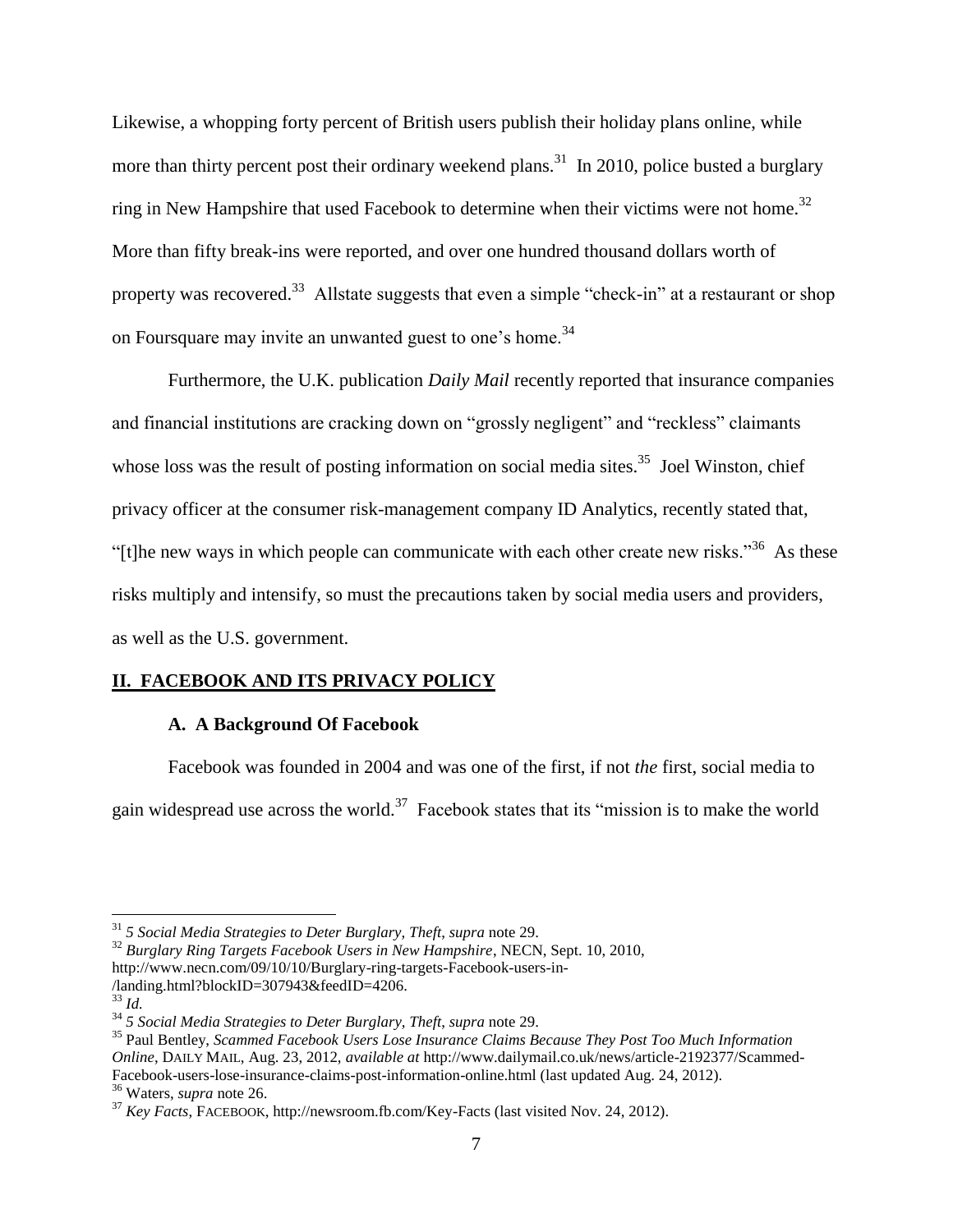Likewise, a whopping forty percent of British users publish their holiday plans online, while more than thirty percent post their ordinary weekend plans.[31] In 2010, police busted a burglary ring in New Hampshire that used Facebook to determine when their victims were not home.[32] More than fifty break-ins were reported, and over one hundred thousand dollars worth of property was recovered.[33] Allstate suggests that even a simple "check-in" at a restaurant or shop on Foursquare may invite an unwanted guest to one's home.[34]

Furthermore, the U.K. publication *Daily Mail* recently reported that insurance companies and financial institutions are cracking down on "grossly negligent" and "reckless" claimants whose loss was the result of posting information on social media sites.[35] Joel Winston, chief privacy officer at the consumer risk-management company ID Analytics, recently stated that, "[t]he new ways in which people can communicate with each other create new risks."[36] As these risks multiply and intensify, so must the precautions taken by social media users and providers, as well as the U.S. government.

## II. FACEBOOK AND ITS PRIVACY POLICY

### A. A Background Of Facebook

Facebook was founded in 2004 and was one of the first, if not *the* first, social media to gain widespread use across the world.[37] Facebook states that its "mission is to make the world

---

[31] *5 Social Media Strategies to Deter Burglary, Theft*, *supra* note 29.

[32] *Burglary Ring Targets Facebook Users in New Hampshire*, NECN, Sept. 10, 2010, http://www.necn.com/09/10/10/Burglary-ring-targets-Facebook-users-in-/landing.html?blockID=307943&feedID=4206.

[33] *Id.*

[34] *5 Social Media Strategies to Deter Burglary, Theft*, *supra* note 29.

[35] Paul Bentley, *Scammed Facebook Users Lose Insurance Claims Because They Post Too Much Information Online*, DAILY MAIL, Aug. 23, 2012, *available at* http://www.dailymail.co.uk/news/article-2192377/Scammed-Facebook-users-lose-insurance-claims-post-information-online.html (last updated Aug. 24, 2012).

[36] Waters, *supra* note 26.

[37] *Key Facts*, FACEBOOK, http://newsroom.fb.com/Key-Facts (last visited Nov. 24, 2012).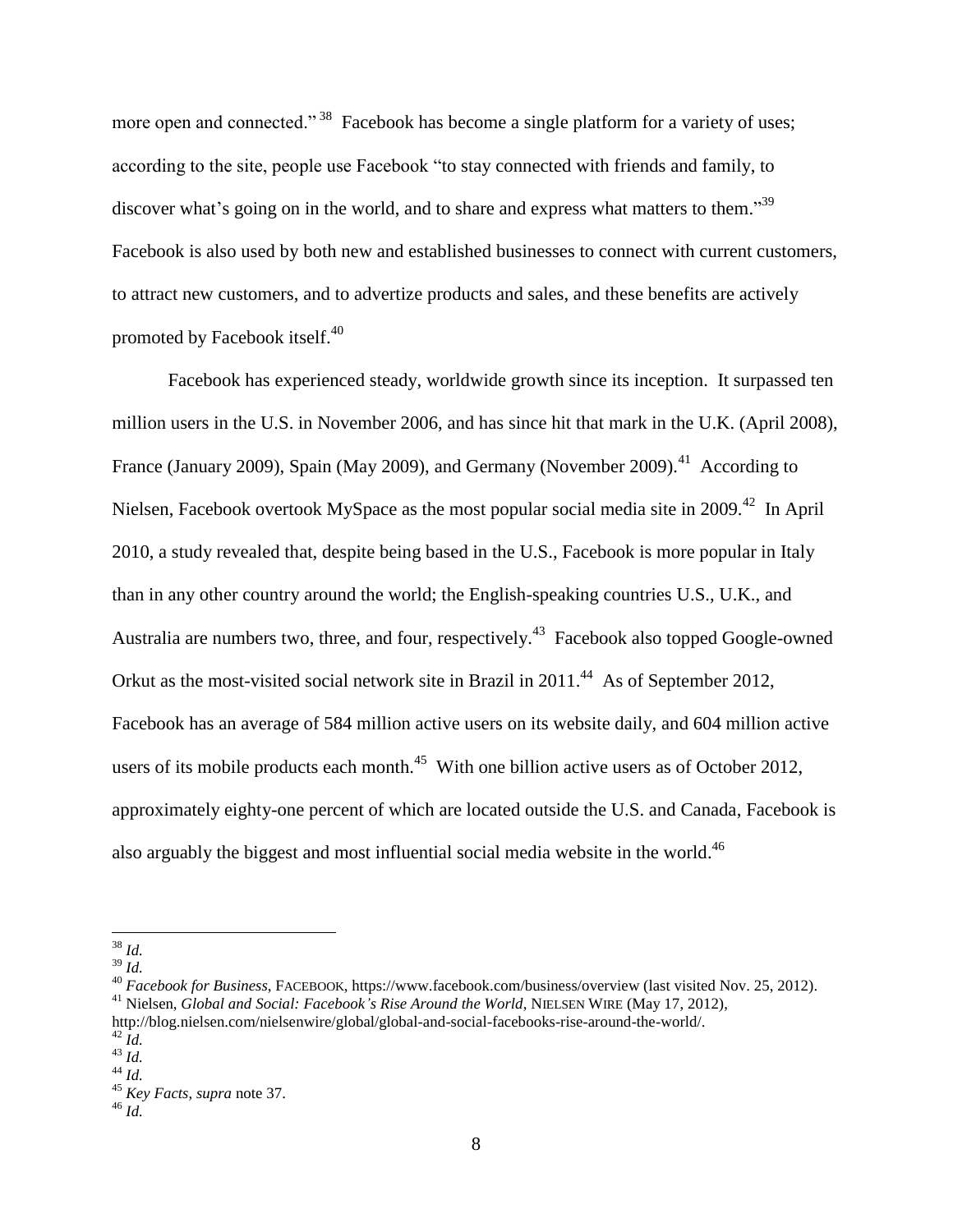more open and connected."[38] Facebook has become a single platform for a variety of uses; according to the site, people use Facebook "to stay connected with friends and family, to discover what's going on in the world, and to share and express what matters to them."[39] Facebook is also used by both new and established businesses to connect with current customers, to attract new customers, and to advertize products and sales, and these benefits are actively promoted by Facebook itself.[40]

Facebook has experienced steady, worldwide growth since its inception. It surpassed ten million users in the U.S. in November 2006, and has since hit that mark in the U.K. (April 2008), France (January 2009), Spain (May 2009), and Germany (November 2009).[41] According to Nielsen, Facebook overtook MySpace as the most popular social media site in 2009.[42] In April 2010, a study revealed that, despite being based in the U.S., Facebook is more popular in Italy than in any other country around the world; the English-speaking countries U.S., U.K., and Australia are numbers two, three, and four, respectively.[43] Facebook also topped Google-owned Orkut as the most-visited social network site in Brazil in 2011.[44] As of September 2012, Facebook has an average of 584 million active users on its website daily, and 604 million active users of its mobile products each month.[45] With one billion active users as of October 2012, approximately eighty-one percent of which are located outside the U.S. and Canada, Facebook is also arguably the biggest and most influential social media website in the world.[46]

---

[38] *Id.*

[39] *Id.*

[40] *Facebook for Business*, FACEBOOK, https://www.facebook.com/business/overview (last visited Nov. 25, 2012).

[41] Nielsen, *Global and Social: Facebook's Rise Around the World*, NIELSEN WIRE (May 17, 2012), http://blog.nielsen.com/nielsenwire/global/global-and-social-facebooks-rise-around-the-world/.

[42] *Id.*

[43] *Id.*

[44] *Id.*

[45] *Key Facts*, *supra* note 37.

[46] *Id.*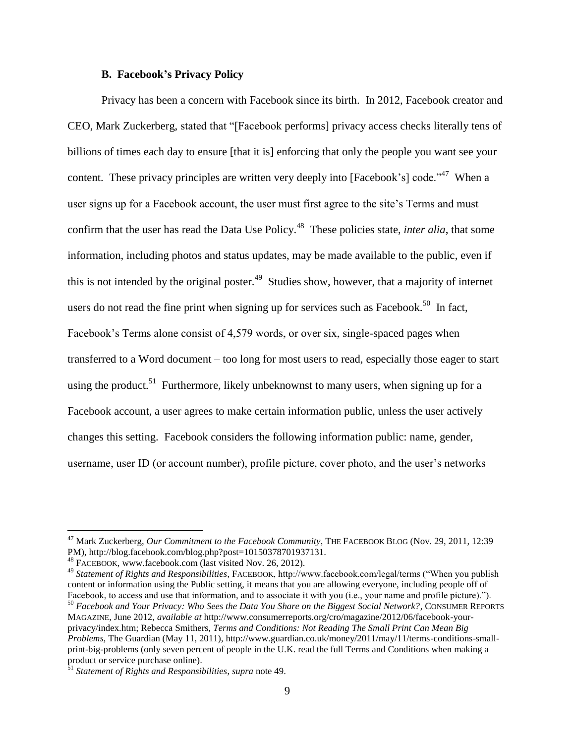### B. Facebook's Privacy Policy

Privacy has been a concern with Facebook since its birth. In 2012, Facebook creator and CEO, Mark Zuckerberg, stated that "[Facebook performs] privacy access checks literally tens of billions of times each day to ensure [that it is] enforcing that only the people you want see your content. These privacy principles are written very deeply into [Facebook's] code."[47] When a user signs up for a Facebook account, the user must first agree to the site's Terms and must confirm that the user has read the Data Use Policy.[48] These policies state, *inter alia*, that some information, including photos and status updates, may be made available to the public, even if this is not intended by the original poster.[49] Studies show, however, that a majority of internet users do not read the fine print when signing up for services such as Facebook.[50] In fact, Facebook's Terms alone consist of 4,579 words, or over six, single-spaced pages when transferred to a Word document – too long for most users to read, especially those eager to start using the product.[51] Furthermore, likely unbeknownst to many users, when signing up for a Facebook account, a user agrees to make certain information public, unless the user actively changes this setting. Facebook considers the following information public: name, gender, username, user ID (or account number), profile picture, cover photo, and the user's networks

---

[47] Mark Zuckerberg, *Our Commitment to the Facebook Community*, THE FACEBOOK BLOG (Nov. 29, 2011, 12:39 PM), http://blog.facebook.com/blog.php?post=10150378701937131.

[48] FACEBOOK, www.facebook.com (last visited Nov. 26, 2012).

[49] *Statement of Rights and Responsibilities*, FACEBOOK, http://www.facebook.com/legal/terms ("When you publish content or information using the Public setting, it means that you are allowing everyone, including people off of Facebook, to access and use that information, and to associate it with you (i.e., your name and profile picture).").

[50] *Facebook and Your Privacy: Who Sees the Data You Share on the Biggest Social Network?*, CONSUMER REPORTS MAGAZINE, June 2012, *available at* http://www.consumerreports.org/cro/magazine/2012/06/facebook-your-privacy/index.htm; Rebecca Smithers, *Terms and Conditions: Not Reading The Small Print Can Mean Big Problems*, The Guardian (May 11, 2011), http://www.guardian.co.uk/money/2011/may/11/terms-conditions-small-print-big-problems (only seven percent of people in the U.K. read the full Terms and Conditions when making a product or service purchase online).

[51] *Statement of Rights and Responsibilities*, *supra* note 49.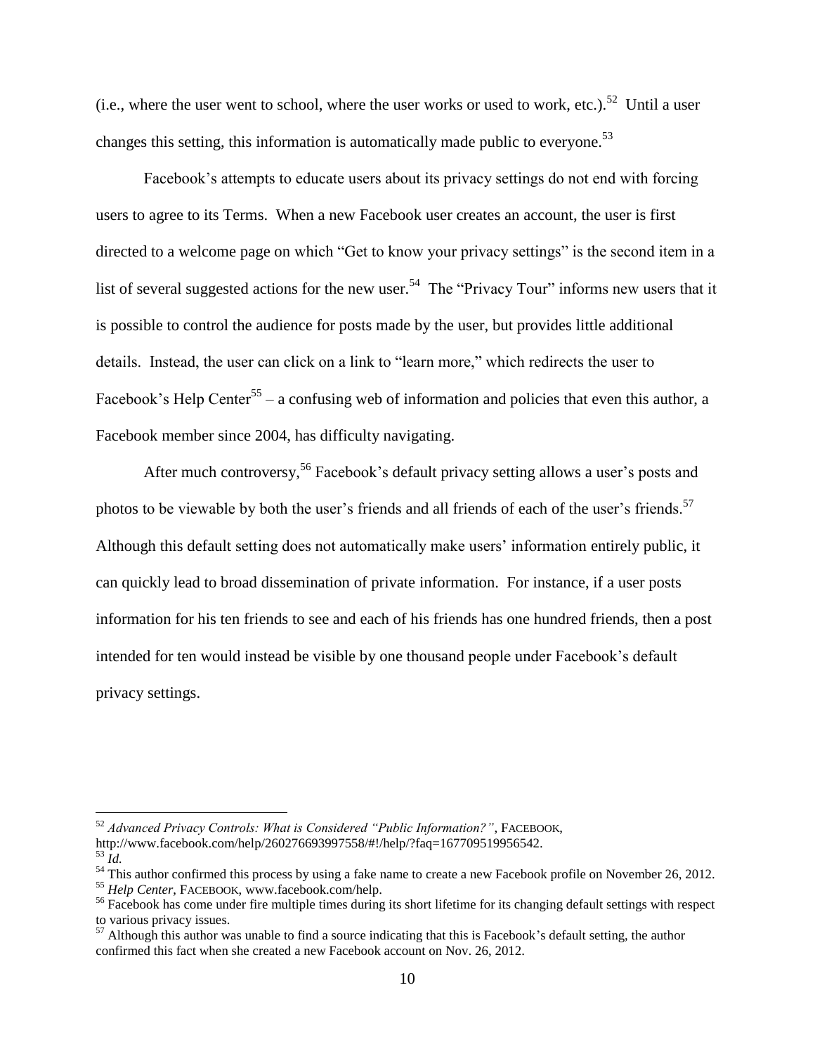(i.e., where the user went to school, where the user works or used to work, etc.).[52] Until a user changes this setting, this information is automatically made public to everyone.[53]

Facebook's attempts to educate users about its privacy settings do not end with forcing users to agree to its Terms. When a new Facebook user creates an account, the user is first directed to a welcome page on which "Get to know your privacy settings" is the second item in a list of several suggested actions for the new user.[54] The "Privacy Tour" informs new users that it is possible to control the audience for posts made by the user, but provides little additional details. Instead, the user can click on a link to "learn more," which redirects the user to Facebook's Help Center[55] – a confusing web of information and policies that even this author, a Facebook member since 2004, has difficulty navigating.

After much controversy,[56] Facebook's default privacy setting allows a user's posts and photos to be viewable by both the user's friends and all friends of each of the user's friends.[57] Although this default setting does not automatically make users' information entirely public, it can quickly lead to broad dissemination of private information. For instance, if a user posts information for his ten friends to see and each of his friends has one hundred friends, then a post intended for ten would instead be visible by one thousand people under Facebook's default privacy settings.

---

[52] *Advanced Privacy Controls: What is Considered "Public Information?"*, FACEBOOK, http://www.facebook.com/help/260276693997558/#!/help/?faq=167709519956542.

[53] *Id.*

[54] This author confirmed this process by using a fake name to create a new Facebook profile on November 26, 2012.

[55] *Help Center*, FACEBOOK, www.facebook.com/help.

[56] Facebook has come under fire multiple times during its short lifetime for its changing default settings with respect to various privacy issues.

[57] Although this author was unable to find a source indicating that this is Facebook's default setting, the author confirmed this fact when she created a new Facebook account on Nov. 26, 2012.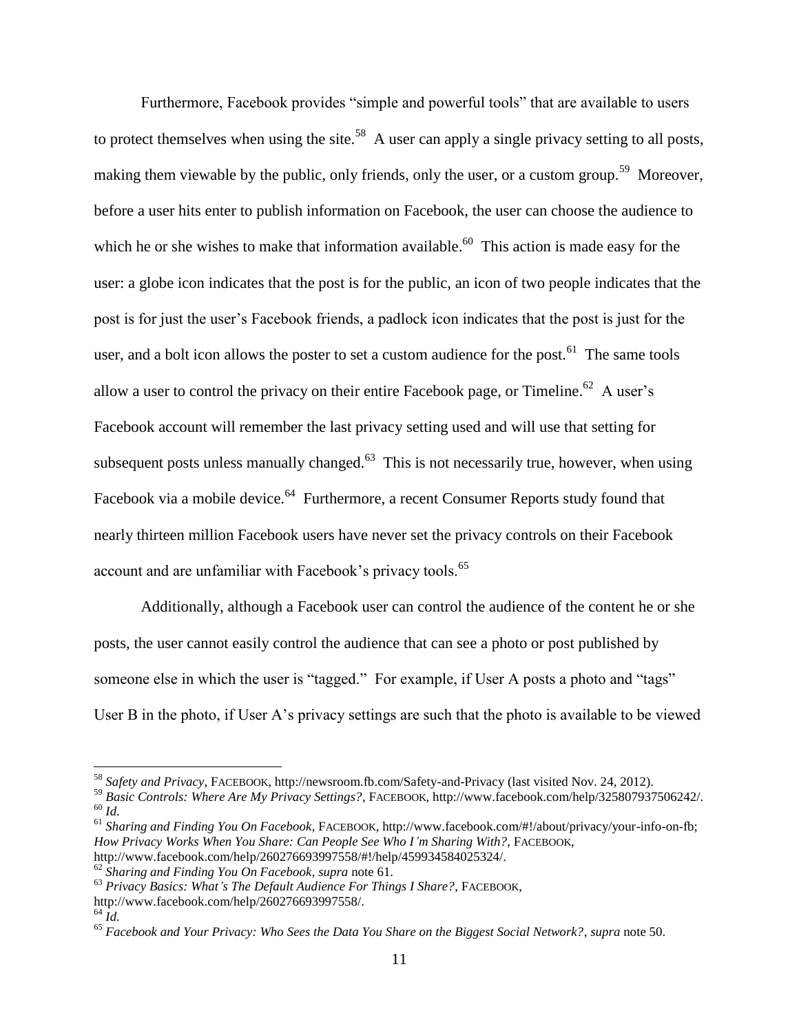Furthermore, Facebook provides "simple and powerful tools" that are available to users to protect themselves when using the site.[58] A user can apply a single privacy setting to all posts, making them viewable by the public, only friends, only the user, or a custom group.[59] Moreover, before a user hits enter to publish information on Facebook, the user can choose the audience to which he or she wishes to make that information available.[60] This action is made easy for the user: a globe icon indicates that the post is for the public, an icon of two people indicates that the post is for just the user's Facebook friends, a padlock icon indicates that the post is just for the user, and a bolt icon allows the poster to set a custom audience for the post.[61] The same tools allow a user to control the privacy on their entire Facebook page, or Timeline.[62] A user's Facebook account will remember the last privacy setting used and will use that setting for subsequent posts unless manually changed.[63] This is not necessarily true, however, when using Facebook via a mobile device.[64] Furthermore, a recent Consumer Reports study found that nearly thirteen million Facebook users have never set the privacy controls on their Facebook account and are unfamiliar with Facebook's privacy tools.[65]

Additionally, although a Facebook user can control the audience of the content he or she posts, the user cannot easily control the audience that can see a photo or post published by someone else in which the user is "tagged." For example, if User A posts a photo and "tags" User B in the photo, if User A's privacy settings are such that the photo is available to be viewed

---

[58] *Safety and Privacy*, FACEBOOK, http://newsroom.fb.com/Safety-and-Privacy (last visited Nov. 24, 2012).

[59] *Basic Controls: Where Are My Privacy Settings?*, FACEBOOK, http://www.facebook.com/help/325807937506242/.

[60] *Id.*

[61] *Sharing and Finding You On Facebook*, FACEBOOK, http://www.facebook.com/#!/about/privacy/your-info-on-fb; *How Privacy Works When You Share: Can People See Who I'm Sharing With?*, FACEBOOK, http://www.facebook.com/help/260276693997558/#!/help/459934584025324/.

[62] *Sharing and Finding You On Facebook*, *supra* note 61.

[63] *Privacy Basics: What's The Default Audience For Things I Share?*, FACEBOOK, http://www.facebook.com/help/260276693997558/.

[64] *Id.*

[65] *Facebook and Your Privacy: Who Sees the Data You Share on the Biggest Social Network?*, *supra* note 50.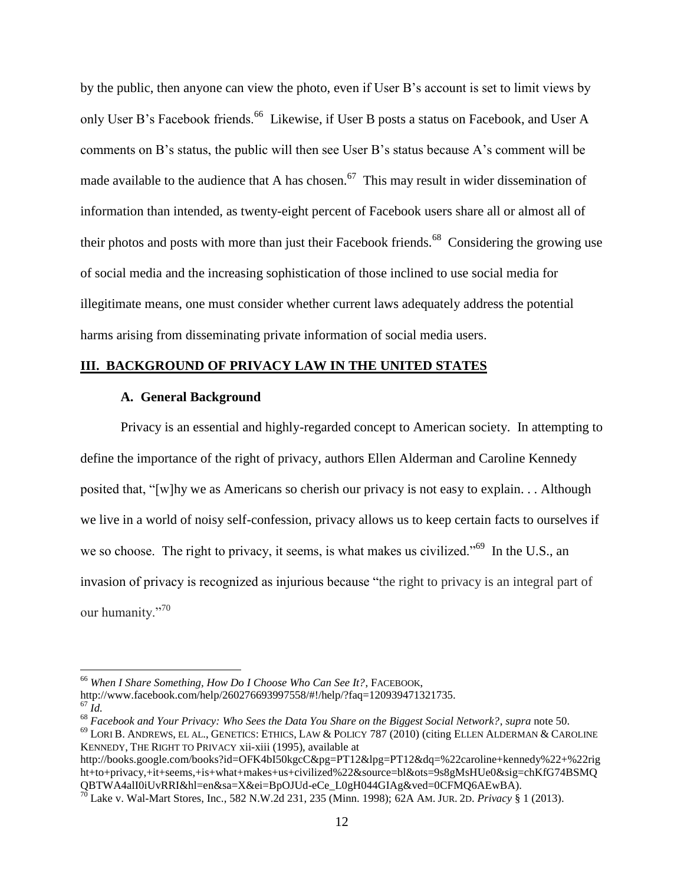by the public, then anyone can view the photo, even if User B's account is set to limit views by only User B's Facebook friends.[66] Likewise, if User B posts a status on Facebook, and User A comments on B's status, the public will then see User B's status because A's comment will be made available to the audience that A has chosen.[67] This may result in wider dissemination of information than intended, as twenty-eight percent of Facebook users share all or almost all of their photos and posts with more than just their Facebook friends.[68] Considering the growing use of social media and the increasing sophistication of those inclined to use social media for illegitimate means, one must consider whether current laws adequately address the potential harms arising from disseminating private information of social media users.

## III. BACKGROUND OF PRIVACY LAW IN THE UNITED STATES

### A. General Background

Privacy is an essential and highly-regarded concept to American society. In attempting to define the importance of the right of privacy, authors Ellen Alderman and Caroline Kennedy posited that, "[w]hy we as Americans so cherish our privacy is not easy to explain. . . Although we live in a world of noisy self-confession, privacy allows us to keep certain facts to ourselves if we so choose. The right to privacy, it seems, is what makes us civilized."[69] In the U.S., an invasion of privacy is recognized as injurious because "the right to privacy is an integral part of our humanity."[70]

---

[66] *When I Share Something, How Do I Choose Who Can See It?*, FACEBOOK, http://www.facebook.com/help/260276693997558/#!/help/?faq=120939471321735.

[67] *Id.*

[68] *Facebook and Your Privacy: Who Sees the Data You Share on the Biggest Social Network?*, *supra* note 50.

[69] LORI B. ANDREWS, EL AL., GENETICS: ETHICS, LAW & POLICY 787 (2010) (citing ELLEN ALDERMAN & CAROLINE KENNEDY, THE RIGHT TO PRIVACY xii-xiii (1995), available at http://books.google.com/books?id=OFK4bI50kgcC&pg=PT12&lpg=PT12&dq=%22caroline+kennedy%22+%22right+to+privacy,+it+seems,+is+what+makes+us+civilized%22&source=bl&ots=9s8gMsHUe0&sig=chKfG74BSMQQBTWA4alI0iUvRRI&hl=en&sa=X&ei=BpOJUd-eCe_L0gH044GIAg&ved=0CFMQ6AEwBA).

[70] Lake v. Wal-Mart Stores, Inc., 582 N.W.2d 231, 235 (Minn. 1998); 62A AM. JUR. 2D. *Privacy* § 1 (2013).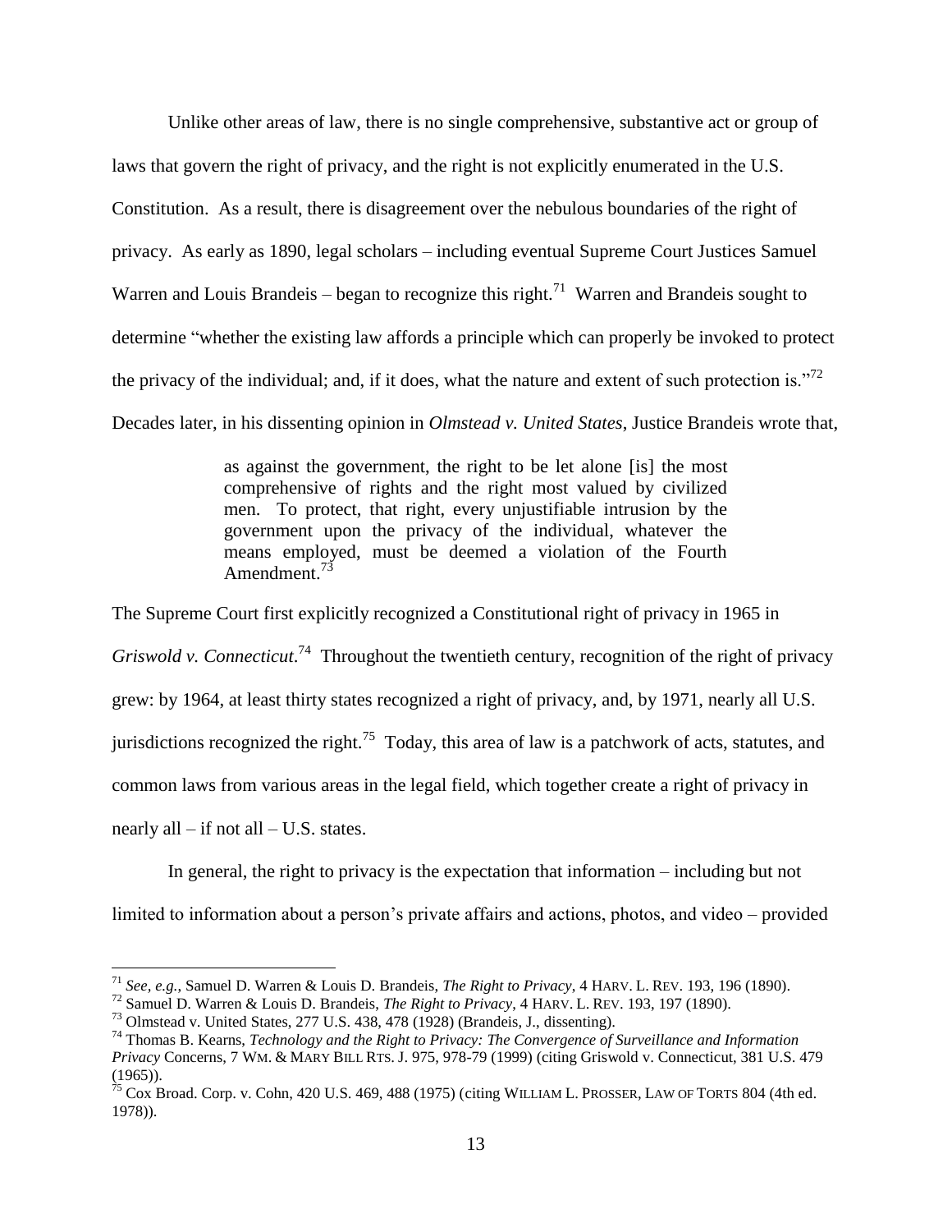Unlike other areas of law, there is no single comprehensive, substantive act or group of laws that govern the right of privacy, and the right is not explicitly enumerated in the U.S. Constitution. As a result, there is disagreement over the nebulous boundaries of the right of privacy. As early as 1890, legal scholars – including eventual Supreme Court Justices Samuel Warren and Louis Brandeis – began to recognize this right.[71] Warren and Brandeis sought to determine "whether the existing law affords a principle which can properly be invoked to protect the privacy of the individual; and, if it does, what the nature and extent of such protection is."[72] Decades later, in his dissenting opinion in *Olmstead v. United States*, Justice Brandeis wrote that,

> as against the government, the right to be let alone [is] the most comprehensive of rights and the right most valued by civilized men. To protect, that right, every unjustifiable intrusion by the government upon the privacy of the individual, whatever the means employed, must be deemed a violation of the Fourth Amendment.[73]

The Supreme Court first explicitly recognized a Constitutional right of privacy in 1965 in *Griswold v. Connecticut*.[74] Throughout the twentieth century, recognition of the right of privacy grew: by 1964, at least thirty states recognized a right of privacy, and, by 1971, nearly all U.S. jurisdictions recognized the right.[75] Today, this area of law is a patchwork of acts, statutes, and common laws from various areas in the legal field, which together create a right of privacy in nearly all – if not all – U.S. states.

In general, the right to privacy is the expectation that information – including but not limited to information about a person's private affairs and actions, photos, and video – provided

---

[71] *See, e.g.*, Samuel D. Warren & Louis D. Brandeis, *The Right to Privacy*, 4 HARV. L. REV. 193, 196 (1890).

[72] Samuel D. Warren & Louis D. Brandeis, *The Right to Privacy*, 4 HARV. L. REV. 193, 197 (1890).

[73] Olmstead v. United States, 277 U.S. 438, 478 (1928) (Brandeis, J., dissenting).

[74] Thomas B. Kearns, *Technology and the Right to Privacy: The Convergence of Surveillance and Information Privacy* Concerns, 7 WM. & MARY BILL RTS. J. 975, 978-79 (1999) (citing Griswold v. Connecticut, 381 U.S. 479 (1965)).

[75] Cox Broad. Corp. v. Cohn, 420 U.S. 469, 488 (1975) (citing WILLIAM L. PROSSER, LAW OF TORTS 804 (4th ed. 1978)).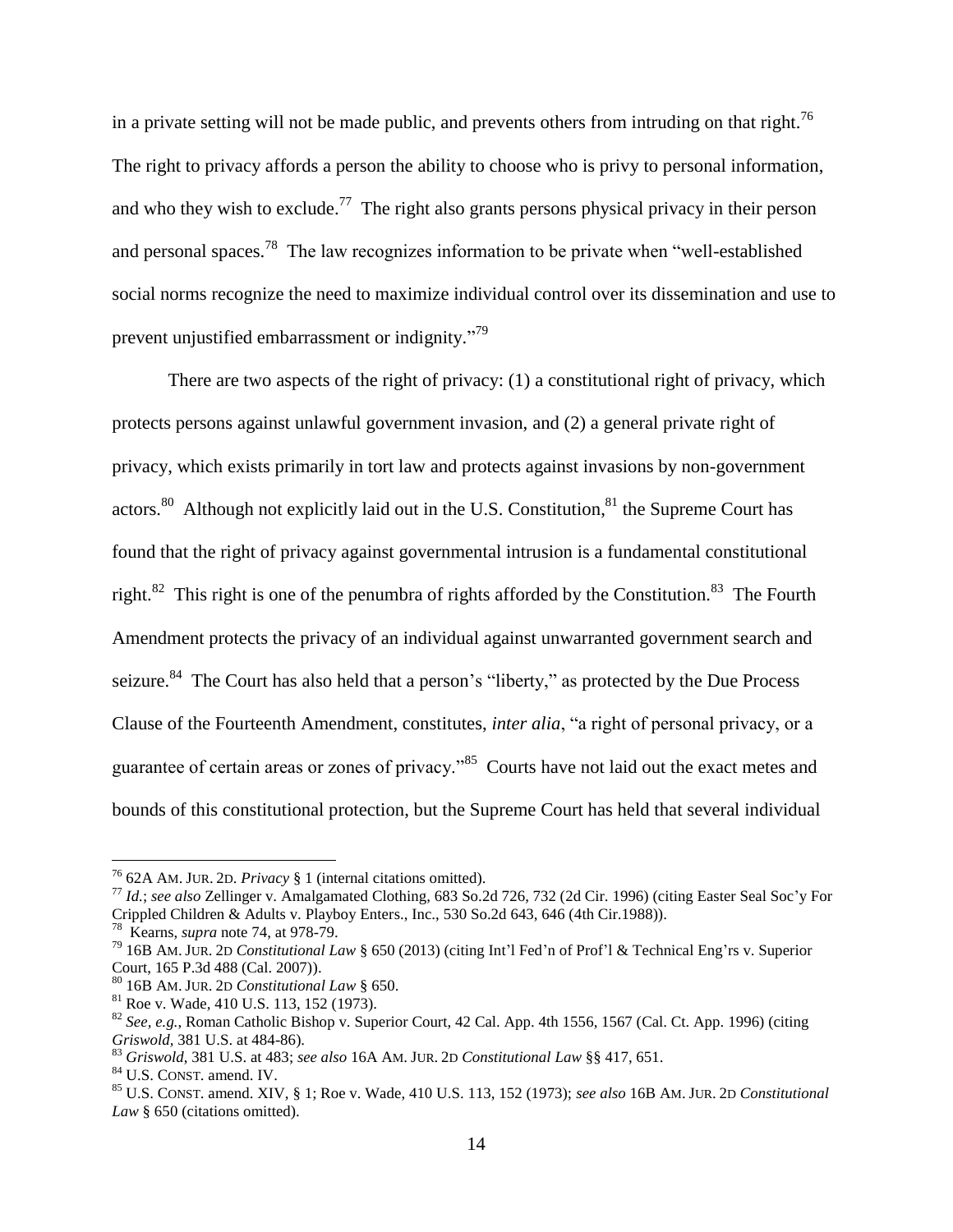in a private setting will not be made public, and prevents others from intruding on that right.[76] The right to privacy affords a person the ability to choose who is privy to personal information, and who they wish to exclude.[77] The right also grants persons physical privacy in their person and personal spaces.[78] The law recognizes information to be private when "well-established social norms recognize the need to maximize individual control over its dissemination and use to prevent unjustified embarrassment or indignity."[79]

There are two aspects of the right of privacy: (1) a constitutional right of privacy, which protects persons against unlawful government invasion, and (2) a general private right of privacy, which exists primarily in tort law and protects against invasions by non-government actors.[80] Although not explicitly laid out in the U.S. Constitution,[81] the Supreme Court has found that the right of privacy against governmental intrusion is a fundamental constitutional right.[82] This right is one of the penumbra of rights afforded by the Constitution.[83] The Fourth Amendment protects the privacy of an individual against unwarranted government search and seizure.[84] The Court has also held that a person's "liberty," as protected by the Due Process Clause of the Fourteenth Amendment, constitutes, *inter alia*, "a right of personal privacy, or a guarantee of certain areas or zones of privacy."[85] Courts have not laid out the exact metes and bounds of this constitutional protection, but the Supreme Court has held that several individual

---

[76] 62A AM. JUR. 2D. *Privacy* § 1 (internal citations omitted).

[77] *Id.*; *see also* Zellinger v. Amalgamated Clothing, 683 So.2d 726, 732 (2d Cir. 1996) (citing Easter Seal Soc'y For Crippled Children & Adults v. Playboy Enters., Inc., 530 So.2d 643, 646 (4th Cir.1988)).

[78] Kearns, *supra* note 74, at 978-79.

[79] 16B AM. JUR. 2D *Constitutional Law* § 650 (2013) (citing Int'l Fed'n of Prof'l & Technical Eng'rs v. Superior Court, 165 P.3d 488 (Cal. 2007)).

[80] 16B AM. JUR. 2D *Constitutional Law* § 650.

[81] Roe v. Wade, 410 U.S. 113, 152 (1973).

[82] *See, e.g.*, Roman Catholic Bishop v. Superior Court, 42 Cal. App. 4th 1556, 1567 (Cal. Ct. App. 1996) (citing *Griswold*, 381 U.S. at 484-86).

[83] *Griswold*, 381 U.S. at 483; *see also* 16A AM. JUR. 2D *Constitutional Law* §§ 417, 651.

[84] U.S. CONST. amend. IV.

[85] U.S. CONST. amend. XIV, § 1; Roe v. Wade, 410 U.S. 113, 152 (1973); *see also* 16B AM. JUR. 2D *Constitutional Law* § 650 (citations omitted).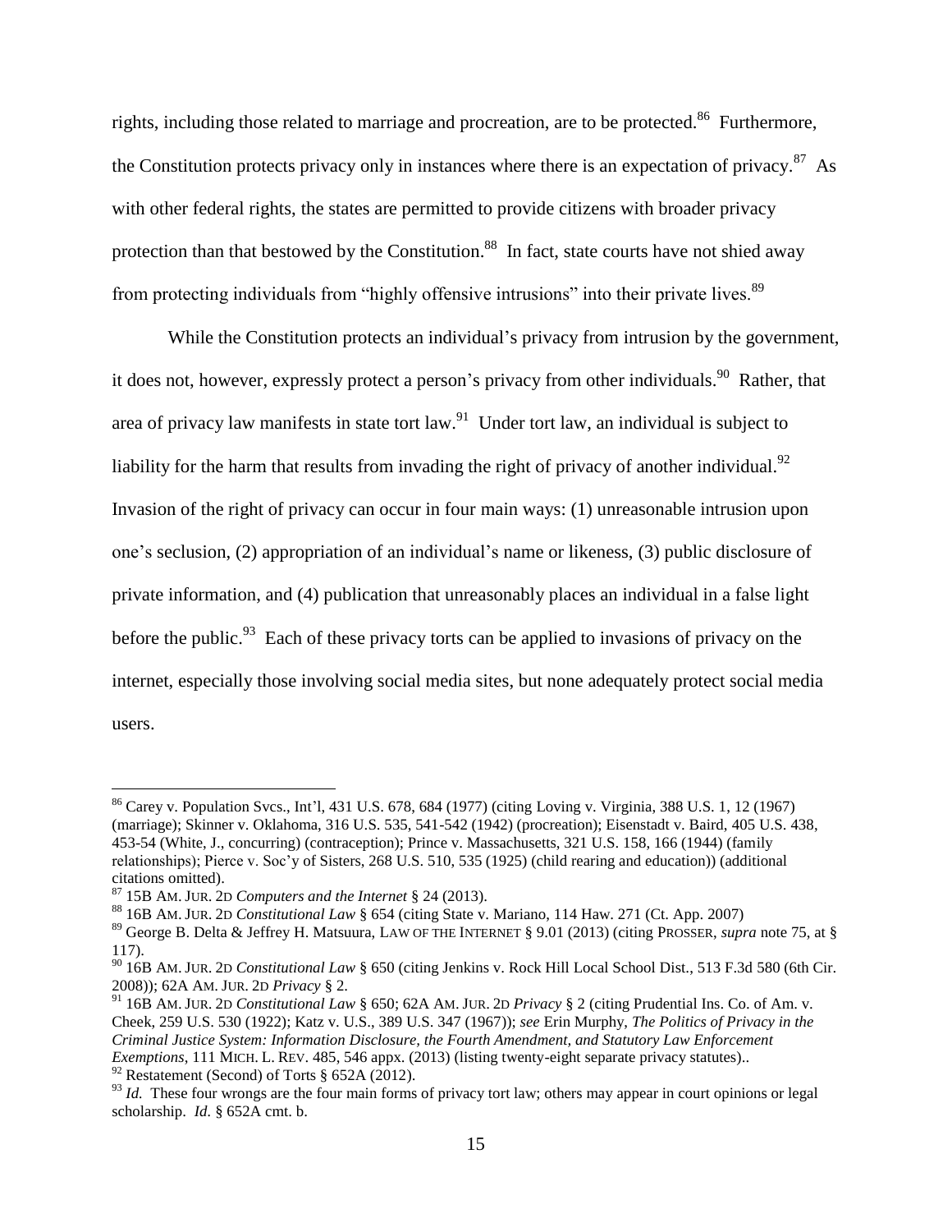rights, including those related to marriage and procreation, are to be protected.[86] Furthermore, the Constitution protects privacy only in instances where there is an expectation of privacy.[87] As with other federal rights, the states are permitted to provide citizens with broader privacy protection than that bestowed by the Constitution.[88] In fact, state courts have not shied away from protecting individuals from "highly offensive intrusions" into their private lives.[89]

While the Constitution protects an individual's privacy from intrusion by the government, it does not, however, expressly protect a person's privacy from other individuals.[90] Rather, that area of privacy law manifests in state tort law.[91] Under tort law, an individual is subject to liability for the harm that results from invading the right of privacy of another individual.[92] Invasion of the right of privacy can occur in four main ways: (1) unreasonable intrusion upon one's seclusion, (2) appropriation of an individual's name or likeness, (3) public disclosure of private information, and (4) publication that unreasonably places an individual in a false light before the public.[93] Each of these privacy torts can be applied to invasions of privacy on the internet, especially those involving social media sites, but none adequately protect social media users.

---

[86] Carey v. Population Svcs., Int'l, 431 U.S. 678, 684 (1977) (citing Loving v. Virginia, 388 U.S. 1, 12 (1967) (marriage); Skinner v. Oklahoma, 316 U.S. 535, 541-542 (1942) (procreation); Eisenstadt v. Baird, 405 U.S. 438, 453-54 (White, J., concurring) (contraception); Prince v. Massachusetts, 321 U.S. 158, 166 (1944) (family relationships); Pierce v. Soc'y of Sisters, 268 U.S. 510, 535 (1925) (child rearing and education)) (additional citations omitted).

[87] 15B AM. JUR. 2D *Computers and the Internet* § 24 (2013).

[88] 16B AM. JUR. 2D *Constitutional Law* § 654 (citing State v. Mariano, 114 Haw. 271 (Ct. App. 2007)

[89] George B. Delta & Jeffrey H. Matsuura, LAW OF THE INTERNET § 9.01 (2013) (citing PROSSER, *supra* note 75, at § 117).

[90] 16B AM. JUR. 2D *Constitutional Law* § 650 (citing Jenkins v. Rock Hill Local School Dist., 513 F.3d 580 (6th Cir. 2008)); 62A AM. JUR. 2D *Privacy* § 2.

[91] 16B AM. JUR. 2D *Constitutional Law* § 650; 62A AM. JUR. 2D *Privacy* § 2 (citing Prudential Ins. Co. of Am. v. Cheek, 259 U.S. 530 (1922); Katz v. U.S., 389 U.S. 347 (1967)); *see* Erin Murphy, *The Politics of Privacy in the Criminal Justice System: Information Disclosure, the Fourth Amendment, and Statutory Law Enforcement Exemptions*, 111 MICH. L. REV. 485, 546 appx. (2013) (listing twenty-eight separate privacy statutes)..

[92] Restatement (Second) of Torts § 652A (2012).

[93] *Id.* These four wrongs are the four main forms of privacy tort law; others may appear in court opinions or legal scholarship. *Id.* § 652A cmt. b.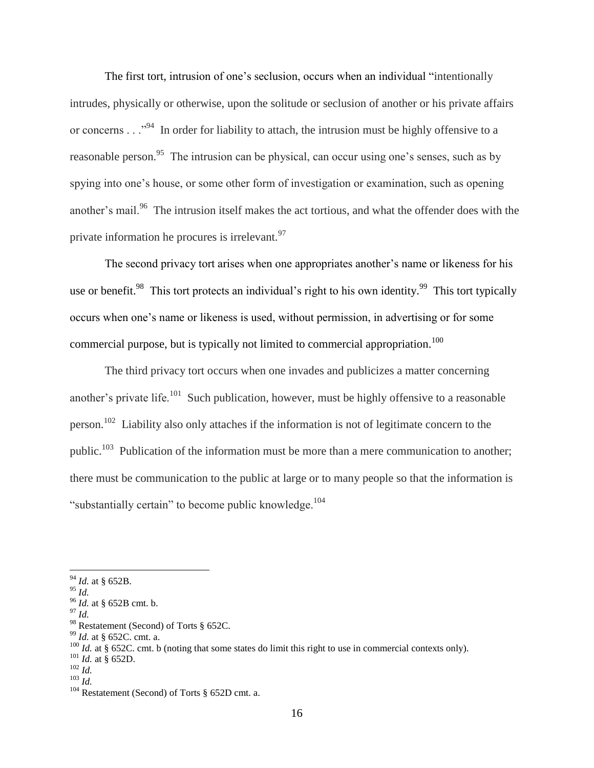The first tort, intrusion of one's seclusion, occurs when an individual "intentionally intrudes, physically or otherwise, upon the solitude or seclusion of another or his private affairs or concerns . . ."[94] In order for liability to attach, the intrusion must be highly offensive to a reasonable person.[95] The intrusion can be physical, can occur using one's senses, such as by spying into one's house, or some other form of investigation or examination, such as opening another's mail.[96] The intrusion itself makes the act tortious, and what the offender does with the private information he procures is irrelevant.[97]

The second privacy tort arises when one appropriates another's name or likeness for his use or benefit.[98] This tort protects an individual's right to his own identity.[99] This tort typically occurs when one's name or likeness is used, without permission, in advertising or for some commercial purpose, but is typically not limited to commercial appropriation.[100]

The third privacy tort occurs when one invades and publicizes a matter concerning another's private life.[101] Such publication, however, must be highly offensive to a reasonable person.[102] Liability also only attaches if the information is not of legitimate concern to the public.[103] Publication of the information must be more than a mere communication to another; there must be communication to the public at large or to many people so that the information is "substantially certain" to become public knowledge.[104]

---

[94] *Id.* at § 652B.
[95] *Id.*
[96] *Id.* at § 652B cmt. b.
[97] *Id.*
[98] Restatement (Second) of Torts § 652C.
[99] *Id.* at § 652C. cmt. a.
[100] *Id.* at § 652C. cmt. b (noting that some states do limit this right to use in commercial contexts only).
[101] *Id.* at § 652D.
[102] *Id.*
[103] *Id.*
[104] Restatement (Second) of Torts § 652D cmt. a.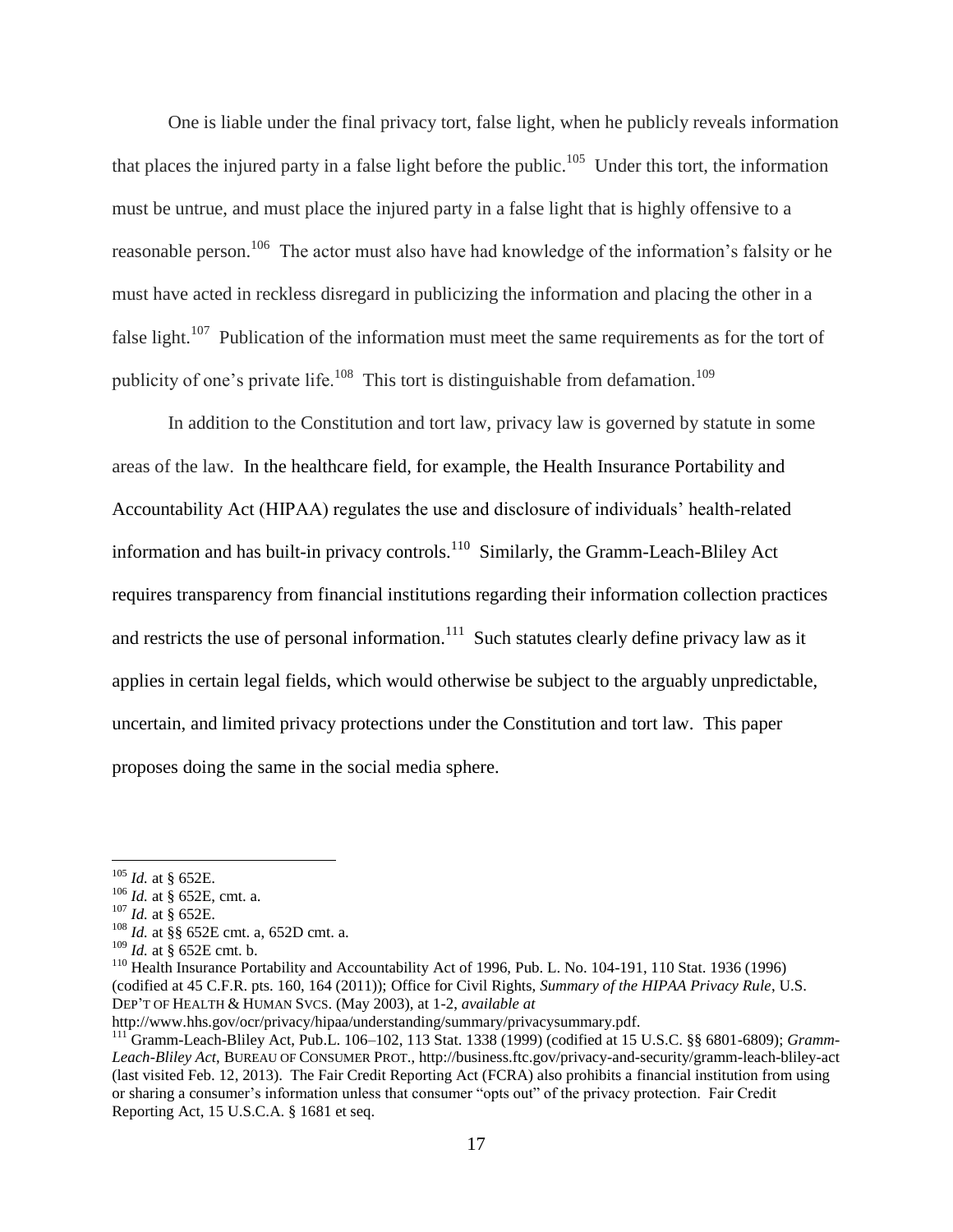One is liable under the final privacy tort, false light, when he publicly reveals information that places the injured party in a false light before the public.[105] Under this tort, the information must be untrue, and must place the injured party in a false light that is highly offensive to a reasonable person.[106] The actor must also have had knowledge of the information's falsity or he must have acted in reckless disregard in publicizing the information and placing the other in a false light.[107] Publication of the information must meet the same requirements as for the tort of publicity of one's private life.[108] This tort is distinguishable from defamation.[109]

In addition to the Constitution and tort law, privacy law is governed by statute in some areas of the law. In the healthcare field, for example, the Health Insurance Portability and Accountability Act (HIPAA) regulates the use and disclosure of individuals' health-related information and has built-in privacy controls.[110] Similarly, the Gramm-Leach-Bliley Act requires transparency from financial institutions regarding their information collection practices and restricts the use of personal information.[111] Such statutes clearly define privacy law as it applies in certain legal fields, which would otherwise be subject to the arguably unpredictable, uncertain, and limited privacy protections under the Constitution and tort law. This paper proposes doing the same in the social media sphere.

---

[105] *Id.* at § 652E.

[106] *Id.* at § 652E, cmt. a.

[107] *Id.* at § 652E.

[108] *Id.* at §§ 652E cmt. a, 652D cmt. a.

[109] *Id.* at § 652E cmt. b.

[110] Health Insurance Portability and Accountability Act of 1996, Pub. L. No. 104-191, 110 Stat. 1936 (1996) (codified at 45 C.F.R. pts. 160, 164 (2011)); Office for Civil Rights, *Summary of the HIPAA Privacy Rule*, U.S. DEP'T OF HEALTH & HUMAN SVCS. (May 2003), at 1-2, *available at* http://www.hhs.gov/ocr/privacy/hipaa/understanding/summary/privacysummary.pdf.

[111] Gramm-Leach-Bliley Act, Pub.L. 106–102, 113 Stat. 1338 (1999) (codified at 15 U.S.C. §§ 6801-6809); *Gramm-Leach-Bliley Act*, BUREAU OF CONSUMER PROT., http://business.ftc.gov/privacy-and-security/gramm-leach-bliley-act (last visited Feb. 12, 2013). The Fair Credit Reporting Act (FCRA) also prohibits a financial institution from using or sharing a consumer's information unless that consumer "opts out" of the privacy protection. Fair Credit Reporting Act, 15 U.S.C.A. § 1681 et seq.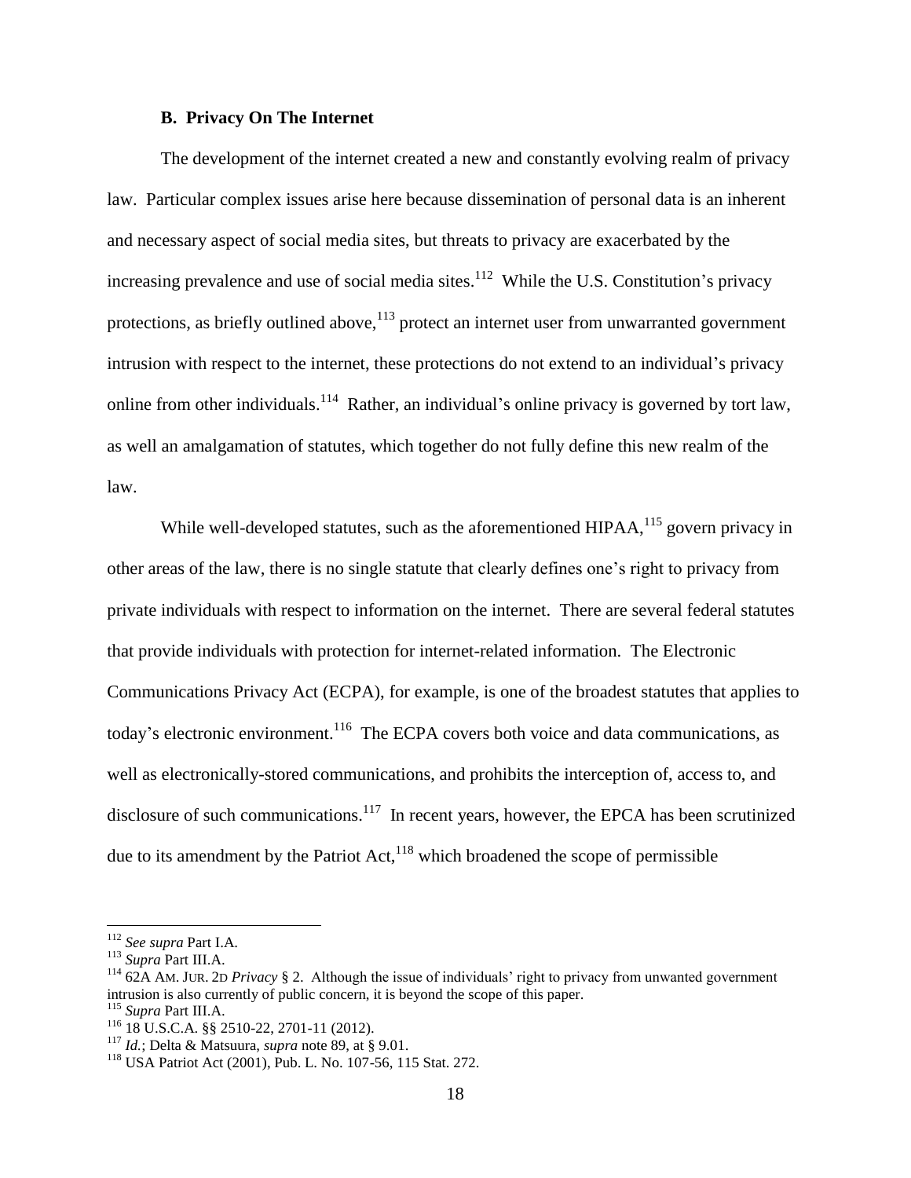### B. Privacy On The Internet

The development of the internet created a new and constantly evolving realm of privacy law. Particular complex issues arise here because dissemination of personal data is an inherent and necessary aspect of social media sites, but threats to privacy are exacerbated by the increasing prevalence and use of social media sites.[112] While the U.S. Constitution's privacy protections, as briefly outlined above,[113] protect an internet user from unwarranted government intrusion with respect to the internet, these protections do not extend to an individual's privacy online from other individuals.[114] Rather, an individual's online privacy is governed by tort law, as well an amalgamation of statutes, which together do not fully define this new realm of the law.

While well-developed statutes, such as the aforementioned HIPAA,[115] govern privacy in other areas of the law, there is no single statute that clearly defines one's right to privacy from private individuals with respect to information on the internet. There are several federal statutes that provide individuals with protection for internet-related information. The Electronic Communications Privacy Act (ECPA), for example, is one of the broadest statutes that applies to today's electronic environment.[116] The ECPA covers both voice and data communications, as well as electronically-stored communications, and prohibits the interception of, access to, and disclosure of such communications.[117] In recent years, however, the EPCA has been scrutinized due to its amendment by the Patriot Act,[118] which broadened the scope of permissible

---

[112] *See supra* Part I.A.

[113] *Supra* Part III.A.

[114] 62A AM. JUR. 2D *Privacy* § 2. Although the issue of individuals' right to privacy from unwanted government intrusion is also currently of public concern, it is beyond the scope of this paper.

[115] *Supra* Part III.A.

[116] 18 U.S.C.A. §§ 2510-22, 2701-11 (2012).

[117] *Id.*; Delta & Matsuura, *supra* note 89, at § 9.01.

[118] USA Patriot Act (2001), Pub. L. No. 107-56, 115 Stat. 272.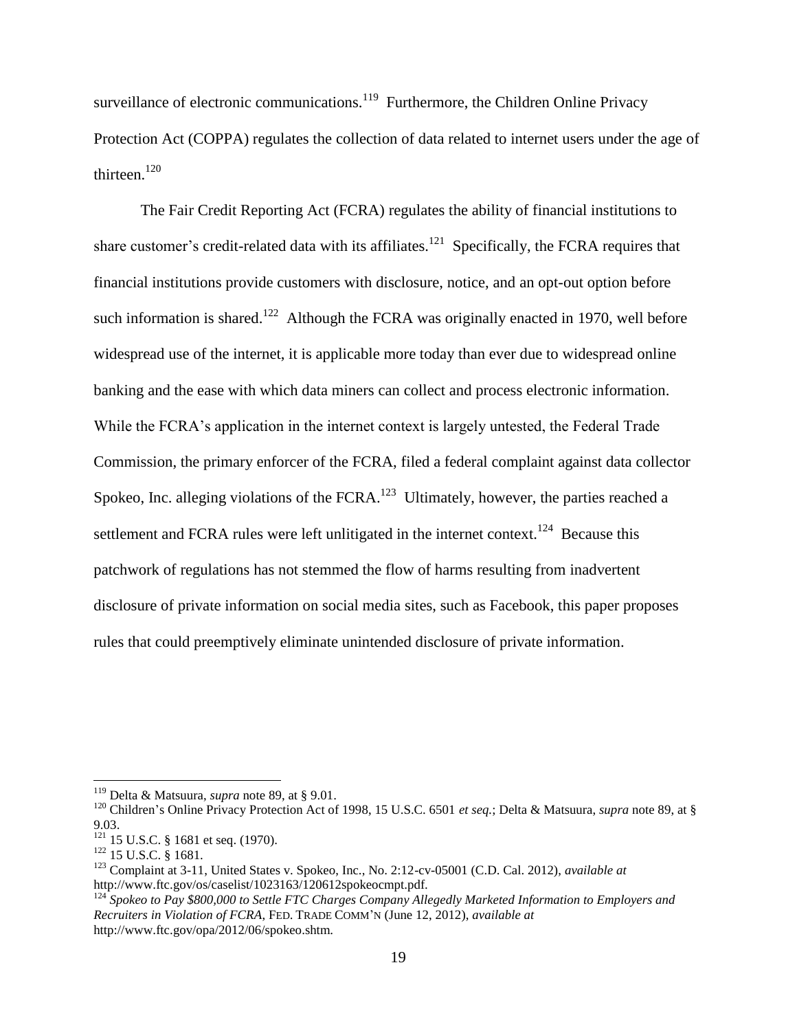surveillance of electronic communications.[119] Furthermore, the Children Online Privacy Protection Act (COPPA) regulates the collection of data related to internet users under the age of thirteen.[120]

The Fair Credit Reporting Act (FCRA) regulates the ability of financial institutions to share customer's credit-related data with its affiliates.[121] Specifically, the FCRA requires that financial institutions provide customers with disclosure, notice, and an opt-out option before such information is shared.[122] Although the FCRA was originally enacted in 1970, well before widespread use of the internet, it is applicable more today than ever due to widespread online banking and the ease with which data miners can collect and process electronic information. While the FCRA's application in the internet context is largely untested, the Federal Trade Commission, the primary enforcer of the FCRA, filed a federal complaint against data collector Spokeo, Inc. alleging violations of the FCRA.[123] Ultimately, however, the parties reached a settlement and FCRA rules were left unlitigated in the internet context.[124] Because this patchwork of regulations has not stemmed the flow of harms resulting from inadvertent disclosure of private information on social media sites, such as Facebook, this paper proposes rules that could preemptively eliminate unintended disclosure of private information.

---

[119] Delta & Matsuura, *supra* note 89, at § 9.01.

[120] Children's Online Privacy Protection Act of 1998, 15 U.S.C. 6501 *et seq.*; Delta & Matsuura, *supra* note 89, at § 9.03.

[121] 15 U.S.C. § 1681 et seq. (1970).

[122] 15 U.S.C. § 1681.

[123] Complaint at 3-11, United States v. Spokeo, Inc., No. 2:12-cv-05001 (C.D. Cal. 2012), *available at* http://www.ftc.gov/os/caselist/1023163/120612spokeocmpt.pdf.

[124] *Spokeo to Pay $800,000 to Settle FTC Charges Company Allegedly Marketed Information to Employers and Recruiters in Violation of FCRA*, FED. TRADE COMM'N (June 12, 2012), *available at* http://www.ftc.gov/opa/2012/06/spokeo.shtm.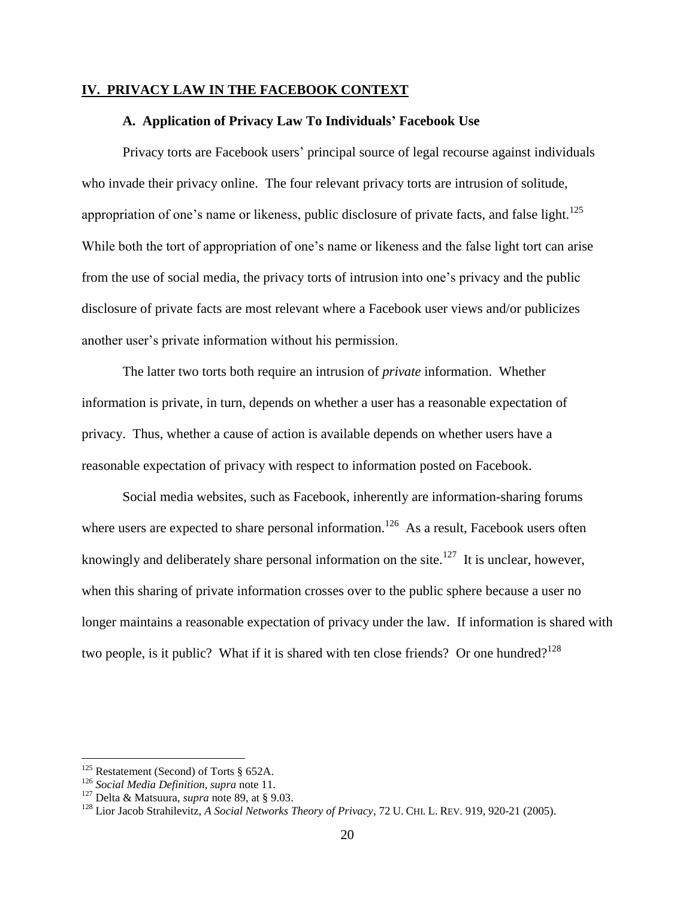## IV. PRIVACY LAW IN THE FACEBOOK CONTEXT

### A. Application of Privacy Law To Individuals' Facebook Use

Privacy torts are Facebook users' principal source of legal recourse against individuals who invade their privacy online. The four relevant privacy torts are intrusion of solitude, appropriation of one's name or likeness, public disclosure of private facts, and false light.[125] While both the tort of appropriation of one's name or likeness and the false light tort can arise from the use of social media, the privacy torts of intrusion into one's privacy and the public disclosure of private facts are most relevant where a Facebook user views and/or publicizes another user's private information without his permission.

The latter two torts both require an intrusion of *private* information. Whether information is private, in turn, depends on whether a user has a reasonable expectation of privacy. Thus, whether a cause of action is available depends on whether users have a reasonable expectation of privacy with respect to information posted on Facebook.

Social media websites, such as Facebook, inherently are information-sharing forums where users are expected to share personal information.[126] As a result, Facebook users often knowingly and deliberately share personal information on the site.[127] It is unclear, however, when this sharing of private information crosses over to the public sphere because a user no longer maintains a reasonable expectation of privacy under the law. If information is shared with two people, is it public? What if it is shared with ten close friends? Or one hundred?[128]

---

[125] Restatement (Second) of Torts § 652A.

[126] *Social Media Definition*, *supra* note 11.

[127] Delta & Matsuura, *supra* note 89, at § 9.03.

[128] Lior Jacob Strahilevitz, *A Social Networks Theory of Privacy*, 72 U. CHI. L. REV. 919, 920-21 (2005).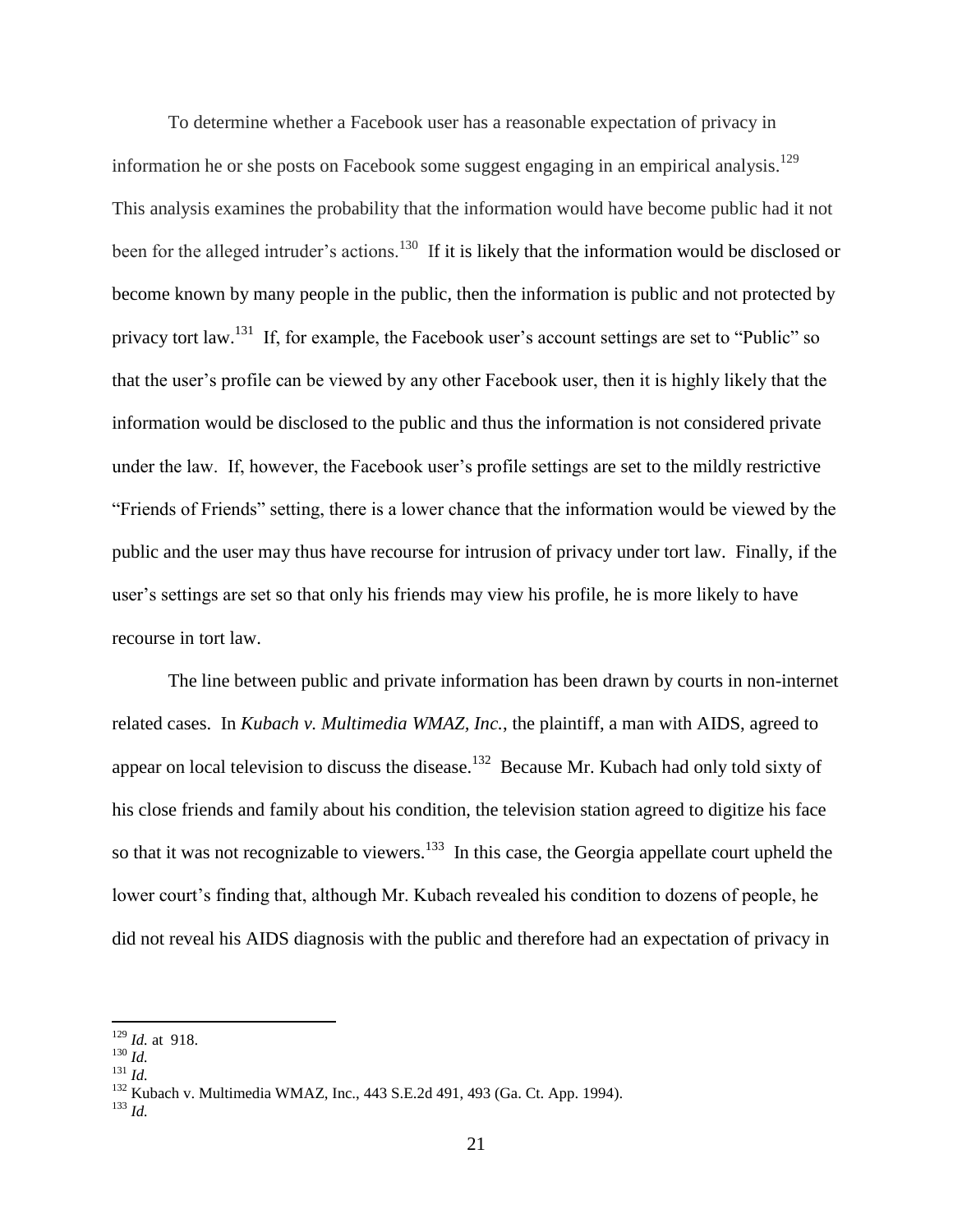To determine whether a Facebook user has a reasonable expectation of privacy in information he or she posts on Facebook some suggest engaging in an empirical analysis.[129] This analysis examines the probability that the information would have become public had it not been for the alleged intruder's actions.[130] If it is likely that the information would be disclosed or become known by many people in the public, then the information is public and not protected by privacy tort law.[131] If, for example, the Facebook user's account settings are set to "Public" so that the user's profile can be viewed by any other Facebook user, then it is highly likely that the information would be disclosed to the public and thus the information is not considered private under the law. If, however, the Facebook user's profile settings are set to the mildly restrictive "Friends of Friends" setting, there is a lower chance that the information would be viewed by the public and the user may thus have recourse for intrusion of privacy under tort law. Finally, if the user's settings are set so that only his friends may view his profile, he is more likely to have recourse in tort law.

The line between public and private information has been drawn by courts in non-internet related cases. In *Kubach v. Multimedia WMAZ, Inc.*, the plaintiff, a man with AIDS, agreed to appear on local television to discuss the disease.[132] Because Mr. Kubach had only told sixty of his close friends and family about his condition, the television station agreed to digitize his face so that it was not recognizable to viewers.[133] In this case, the Georgia appellate court upheld the lower court's finding that, although Mr. Kubach revealed his condition to dozens of people, he did not reveal his AIDS diagnosis with the public and therefore had an expectation of privacy in

---

[129] *Id.* at 918.

[130] *Id.*

[131] *Id.*

[132] Kubach v. Multimedia WMAZ, Inc., 443 S.E.2d 491, 493 (Ga. Ct. App. 1994).

[133] *Id.*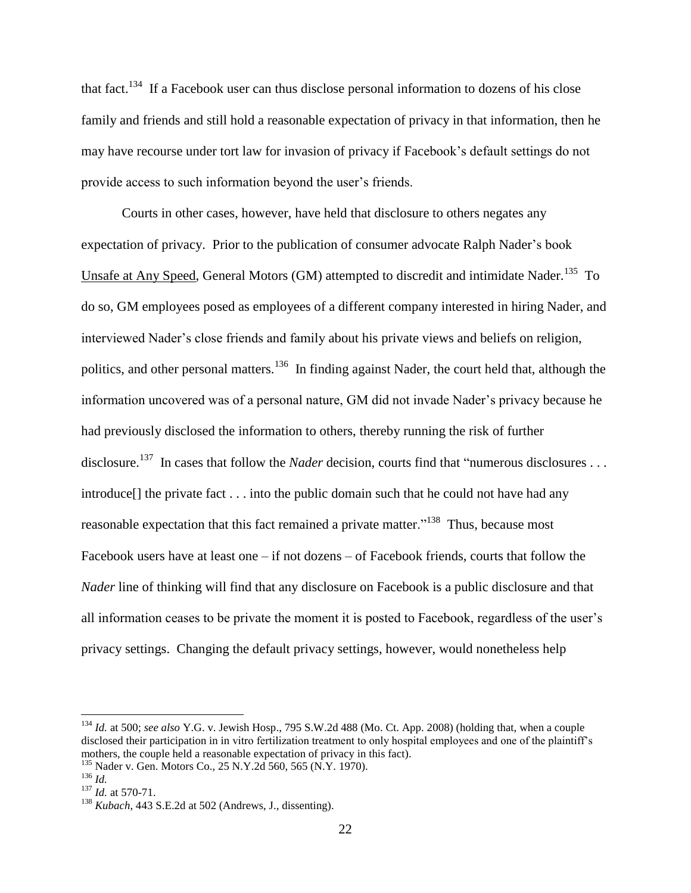that fact.[134] If a Facebook user can thus disclose personal information to dozens of his close family and friends and still hold a reasonable expectation of privacy in that information, then he may have recourse under tort law for invasion of privacy if Facebook's default settings do not provide access to such information beyond the user's friends.

Courts in other cases, however, have held that disclosure to others negates any expectation of privacy. Prior to the publication of consumer advocate Ralph Nader's book Unsafe at Any Speed, General Motors (GM) attempted to discredit and intimidate Nader.[135] To do so, GM employees posed as employees of a different company interested in hiring Nader, and interviewed Nader's close friends and family about his private views and beliefs on religion, politics, and other personal matters.[136] In finding against Nader, the court held that, although the information uncovered was of a personal nature, GM did not invade Nader's privacy because he had previously disclosed the information to others, thereby running the risk of further disclosure.[137] In cases that follow the *Nader* decision, courts find that "numerous disclosures . . . introduce[] the private fact . . . into the public domain such that he could not have had any reasonable expectation that this fact remained a private matter."[138] Thus, because most Facebook users have at least one – if not dozens – of Facebook friends, courts that follow the *Nader* line of thinking will find that any disclosure on Facebook is a public disclosure and that all information ceases to be private the moment it is posted to Facebook, regardless of the user's privacy settings. Changing the default privacy settings, however, would nonetheless help

---

[134] *Id.* at 500; *see also* Y.G. v. Jewish Hosp., 795 S.W.2d 488 (Mo. Ct. App. 2008) (holding that, when a couple disclosed their participation in in vitro fertilization treatment to only hospital employees and one of the plaintiff's mothers, the couple held a reasonable expectation of privacy in this fact).

[135] Nader v. Gen. Motors Co., 25 N.Y.2d 560, 565 (N.Y. 1970).

[136] *Id.*

[137] *Id.* at 570-71.

[138] *Kubach*, 443 S.E.2d at 502 (Andrews, J., dissenting).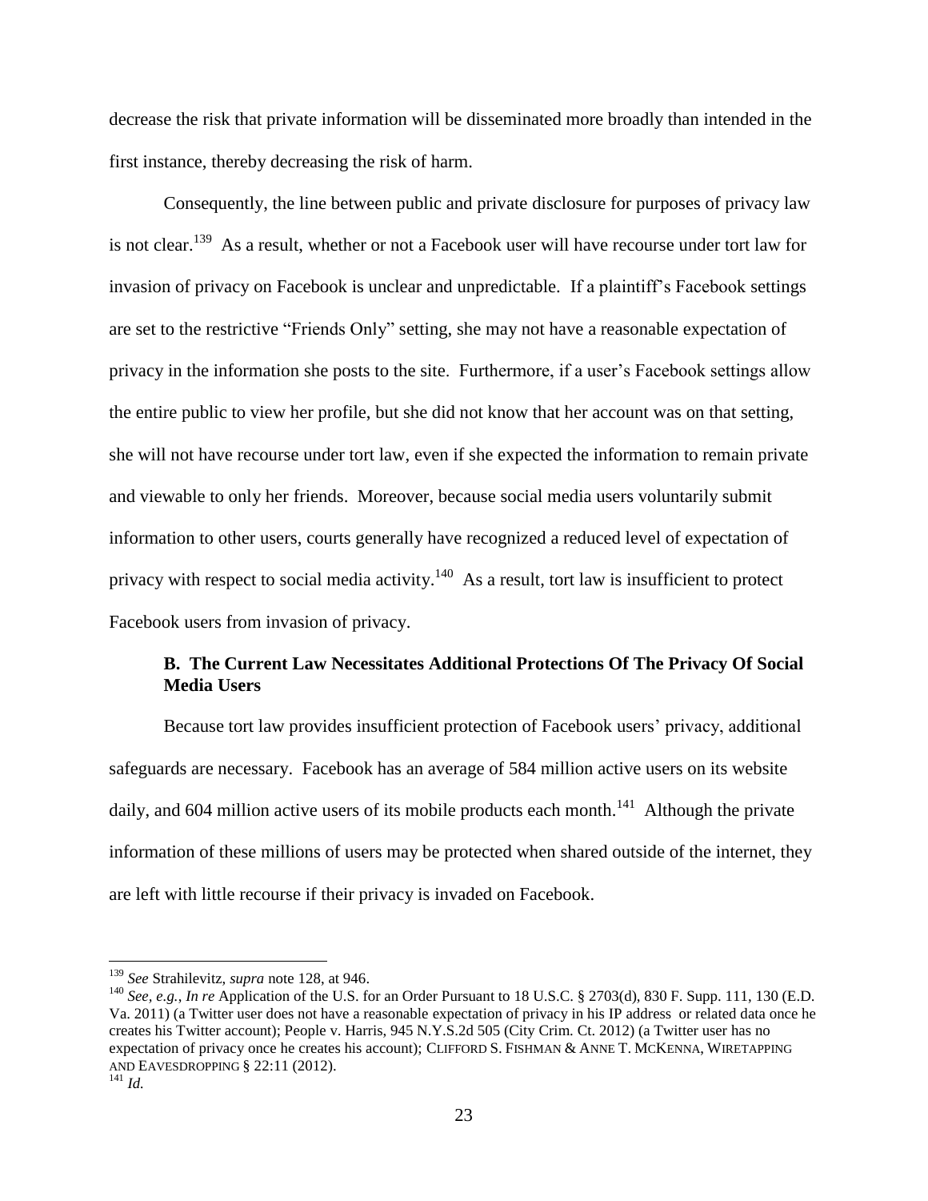decrease the risk that private information will be disseminated more broadly than intended in the first instance, thereby decreasing the risk of harm.

Consequently, the line between public and private disclosure for purposes of privacy law is not clear.[139] As a result, whether or not a Facebook user will have recourse under tort law for invasion of privacy on Facebook is unclear and unpredictable. If a plaintiff's Facebook settings are set to the restrictive "Friends Only" setting, she may not have a reasonable expectation of privacy in the information she posts to the site. Furthermore, if a user's Facebook settings allow the entire public to view her profile, but she did not know that her account was on that setting, she will not have recourse under tort law, even if she expected the information to remain private and viewable to only her friends. Moreover, because social media users voluntarily submit information to other users, courts generally have recognized a reduced level of expectation of privacy with respect to social media activity.[140] As a result, tort law is insufficient to protect Facebook users from invasion of privacy.

### B. The Current Law Necessitates Additional Protections Of The Privacy Of Social Media Users

Because tort law provides insufficient protection of Facebook users' privacy, additional safeguards are necessary. Facebook has an average of 584 million active users on its website daily, and 604 million active users of its mobile products each month.[141] Although the private information of these millions of users may be protected when shared outside of the internet, they are left with little recourse if their privacy is invaded on Facebook.

---

[139] *See* Strahilevitz, *supra* note 128, at 946.

[140] *See, e.g.*, *In re* Application of the U.S. for an Order Pursuant to 18 U.S.C. § 2703(d), 830 F. Supp. 111, 130 (E.D. Va. 2011) (a Twitter user does not have a reasonable expectation of privacy in his IP address or related data once he creates his Twitter account); People v. Harris, 945 N.Y.S.2d 505 (City Crim. Ct. 2012) (a Twitter user has no expectation of privacy once he creates his account); CLIFFORD S. FISHMAN & ANNE T. MCKENNA, WIRETAPPING AND EAVESDROPPING § 22:11 (2012).

[141] *Id.*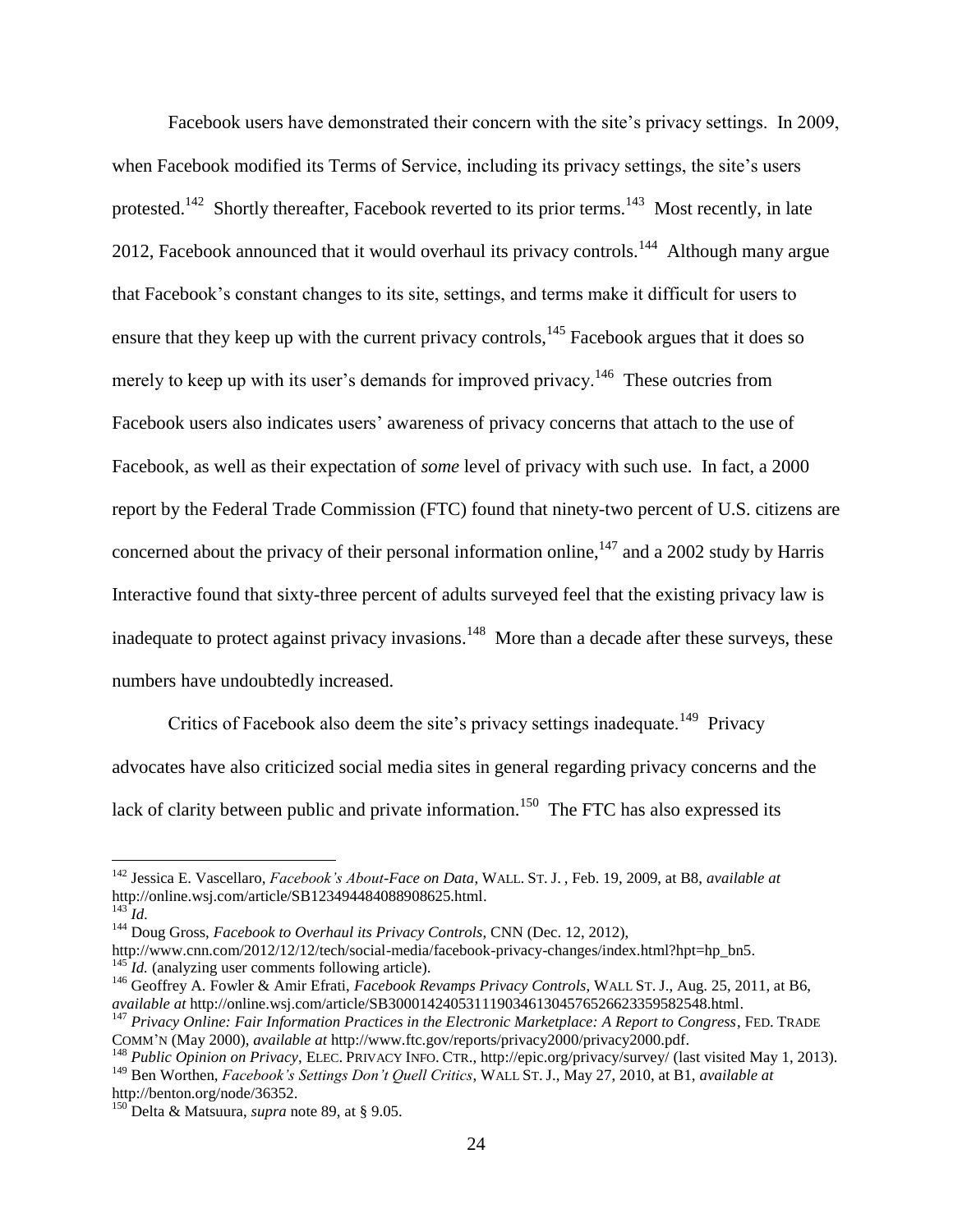Facebook users have demonstrated their concern with the site's privacy settings. In 2009, when Facebook modified its Terms of Service, including its privacy settings, the site's users protested.[142] Shortly thereafter, Facebook reverted to its prior terms.[143] Most recently, in late 2012, Facebook announced that it would overhaul its privacy controls.[144] Although many argue that Facebook's constant changes to its site, settings, and terms make it difficult for users to ensure that they keep up with the current privacy controls,[145] Facebook argues that it does so merely to keep up with its user's demands for improved privacy.[146] These outcries from Facebook users also indicates users' awareness of privacy concerns that attach to the use of Facebook, as well as their expectation of *some* level of privacy with such use. In fact, a 2000 report by the Federal Trade Commission (FTC) found that ninety-two percent of U.S. citizens are concerned about the privacy of their personal information online,[147] and a 2002 study by Harris Interactive found that sixty-three percent of adults surveyed feel that the existing privacy law is inadequate to protect against privacy invasions.[148] More than a decade after these surveys, these numbers have undoubtedly increased.

Critics of Facebook also deem the site's privacy settings inadequate.[149] Privacy advocates have also criticized social media sites in general regarding privacy concerns and the lack of clarity between public and private information.[150] The FTC has also expressed its

---

[142] Jessica E. Vascellaro, *Facebook's About-Face on Data*, WALL. ST. J. , Feb. 19, 2009, at B8, *available at* http://online.wsj.com/article/SB123494484088908625.html.

[143] *Id*.

[144] Doug Gross, *Facebook to Overhaul its Privacy Controls*, CNN (Dec. 12, 2012), http://www.cnn.com/2012/12/12/tech/social-media/facebook-privacy-changes/index.html?hpt=hp_bn5.

[145] *Id.* (analyzing user comments following article).

[146] Geoffrey A. Fowler & Amir Efrati, *Facebook Revamps Privacy Controls*, WALL ST. J., Aug. 25, 2011, at B6, *available at* http://online.wsj.com/article/SB30001424053111903461304576526623359582548.html.

[147] *Privacy Online: Fair Information Practices in the Electronic Marketplace: A Report to Congress*, FED. TRADE COMM'N (May 2000), *available at* http://www.ftc.gov/reports/privacy2000/privacy2000.pdf.

[148] *Public Opinion on Privacy*, ELEC. PRIVACY INFO. CTR., http://epic.org/privacy/survey/ (last visited May 1, 2013).

[149] Ben Worthen, *Facebook's Settings Don't Quell Critics*, WALL ST. J., May 27, 2010, at B1, *available at* http://benton.org/node/36352.

[150] Delta & Matsuura, *supra* note 89, at § 9.05.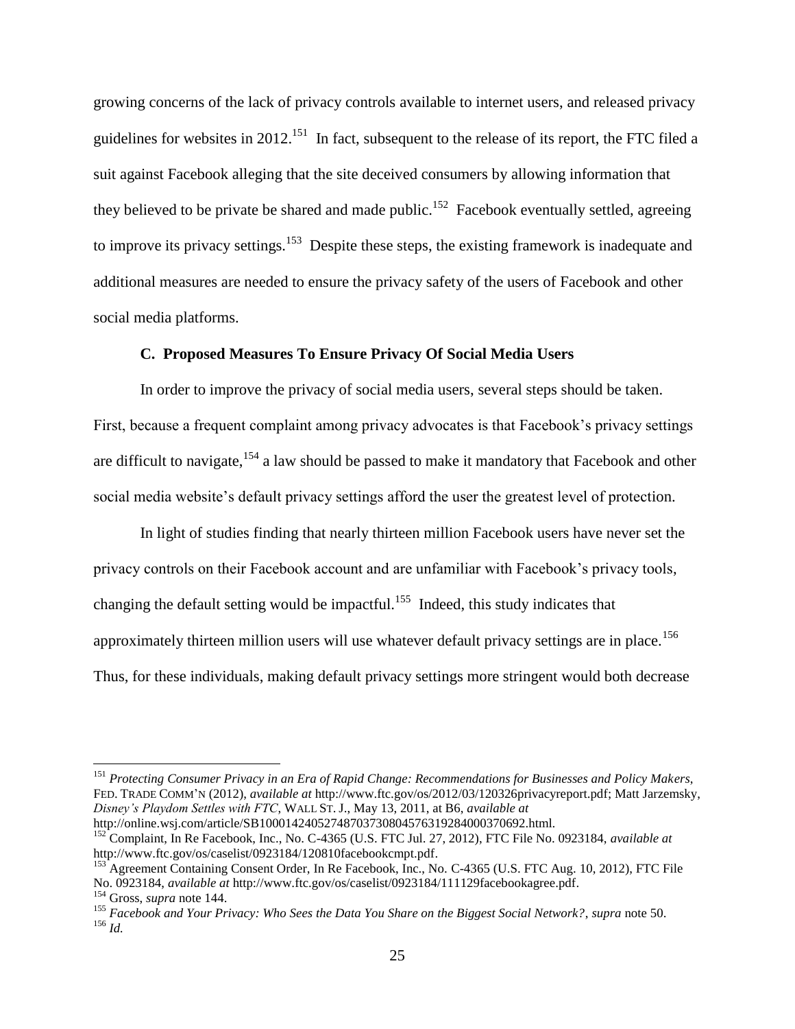growing concerns of the lack of privacy controls available to internet users, and released privacy guidelines for websites in 2012.[151] In fact, subsequent to the release of its report, the FTC filed a suit against Facebook alleging that the site deceived consumers by allowing information that they believed to be private be shared and made public.[152] Facebook eventually settled, agreeing to improve its privacy settings.[153] Despite these steps, the existing framework is inadequate and additional measures are needed to ensure the privacy safety of the users of Facebook and other social media platforms.

### C. Proposed Measures To Ensure Privacy Of Social Media Users

In order to improve the privacy of social media users, several steps should be taken. First, because a frequent complaint among privacy advocates is that Facebook's privacy settings are difficult to navigate,[154] a law should be passed to make it mandatory that Facebook and other social media website's default privacy settings afford the user the greatest level of protection.

In light of studies finding that nearly thirteen million Facebook users have never set the privacy controls on their Facebook account and are unfamiliar with Facebook's privacy tools, changing the default setting would be impactful.[155] Indeed, this study indicates that approximately thirteen million users will use whatever default privacy settings are in place.[156] Thus, for these individuals, making default privacy settings more stringent would both decrease

---

[151] *Protecting Consumer Privacy in an Era of Rapid Change: Recommendations for Businesses and Policy Makers*, FED. TRADE COMM'N (2012), *available at* http://www.ftc.gov/os/2012/03/120326privacyreport.pdf; Matt Jarzemsky, *Disney's Playdom Settles with FTC*, WALL ST. J., May 13, 2011, at B6, *available at* http://online.wsj.com/article/SB10001424052748703730804576319284000370692.html.

[152] Complaint, In Re Facebook, Inc., No. C-4365 (U.S. FTC Jul. 27, 2012), FTC File No. 0923184, *available at* http://www.ftc.gov/os/caselist/0923184/120810facebookcmpt.pdf.

[153] Agreement Containing Consent Order, In Re Facebook, Inc., No. C-4365 (U.S. FTC Aug. 10, 2012), FTC File No. 0923184, *available at* http://www.ftc.gov/os/caselist/0923184/111129facebookagree.pdf.

[154] Gross, *supra* note 144.

[155] *Facebook and Your Privacy: Who Sees the Data You Share on the Biggest Social Network?*, *supra* note 50.

[156] *Id.*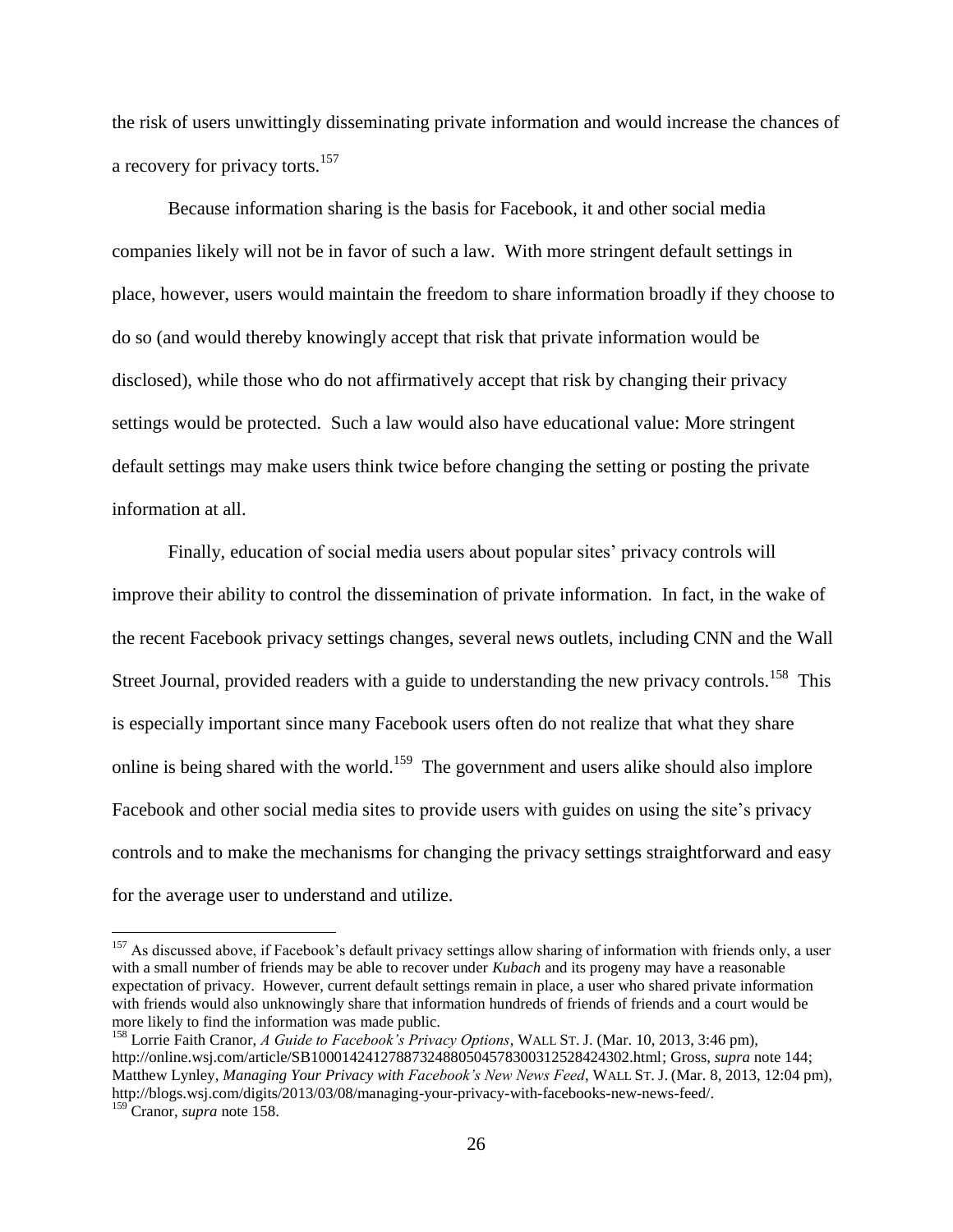the risk of users unwittingly disseminating private information and would increase the chances of a recovery for privacy torts.[157]

Because information sharing is the basis for Facebook, it and other social media companies likely will not be in favor of such a law. With more stringent default settings in place, however, users would maintain the freedom to share information broadly if they choose to do so (and would thereby knowingly accept that risk that private information would be disclosed), while those who do not affirmatively accept that risk by changing their privacy settings would be protected. Such a law would also have educational value: More stringent default settings may make users think twice before changing the setting or posting the private information at all.

Finally, education of social media users about popular sites' privacy controls will improve their ability to control the dissemination of private information. In fact, in the wake of the recent Facebook privacy settings changes, several news outlets, including CNN and the Wall Street Journal, provided readers with a guide to understanding the new privacy controls.[158] This is especially important since many Facebook users often do not realize that what they share online is being shared with the world.[159] The government and users alike should also implore Facebook and other social media sites to provide users with guides on using the site's privacy controls and to make the mechanisms for changing the privacy settings straightforward and easy for the average user to understand and utilize.

---

[157] As discussed above, if Facebook's default privacy settings allow sharing of information with friends only, a user with a small number of friends may be able to recover under *Kubach* and its progeny may have a reasonable expectation of privacy. However, current default settings remain in place, a user who shared private information with friends would also unknowingly share that information hundreds of friends of friends and a court would be more likely to find the information was made public.

[158] Lorrie Faith Cranor, *A Guide to Facebook's Privacy Options*, WALL ST. J. (Mar. 10, 2013, 3:46 pm), http://online.wsj.com/article/SB10001424127887324880504578300312528424302.html; Gross, *supra* note 144; Matthew Lynley, *Managing Your Privacy with Facebook's New News Feed*, WALL ST. J. (Mar. 8, 2013, 12:04 pm), http://blogs.wsj.com/digits/2013/03/08/managing-your-privacy-with-facebooks-new-news-feed/.

[159] Cranor, *supra* note 158.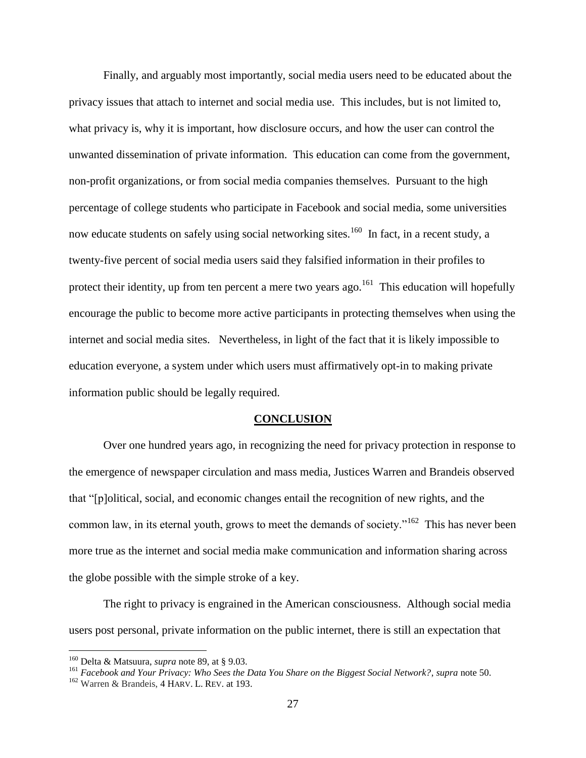Finally, and arguably most importantly, social media users need to be educated about the privacy issues that attach to internet and social media use. This includes, but is not limited to, what privacy is, why it is important, how disclosure occurs, and how the user can control the unwanted dissemination of private information. This education can come from the government, non-profit organizations, or from social media companies themselves. Pursuant to the high percentage of college students who participate in Facebook and social media, some universities now educate students on safely using social networking sites.[160] In fact, in a recent study, a twenty-five percent of social media users said they falsified information in their profiles to protect their identity, up from ten percent a mere two years ago.[161] This education will hopefully encourage the public to become more active participants in protecting themselves when using the internet and social media sites. Nevertheless, in light of the fact that it is likely impossible to education everyone, a system under which users must affirmatively opt-in to making private information public should be legally required.

## CONCLUSION

Over one hundred years ago, in recognizing the need for privacy protection in response to the emergence of newspaper circulation and mass media, Justices Warren and Brandeis observed that "[p]olitical, social, and economic changes entail the recognition of new rights, and the common law, in its eternal youth, grows to meet the demands of society."[162] This has never been more true as the internet and social media make communication and information sharing across the globe possible with the simple stroke of a key.

The right to privacy is engrained in the American consciousness. Although social media users post personal, private information on the public internet, there is still an expectation that

---

[160] Delta & Matsuura, *supra* note 89, at § 9.03.

[161] *Facebook and Your Privacy: Who Sees the Data You Share on the Biggest Social Network?*, *supra* note 50.

[162] Warren & Brandeis, 4 HARV. L. REV. at 193.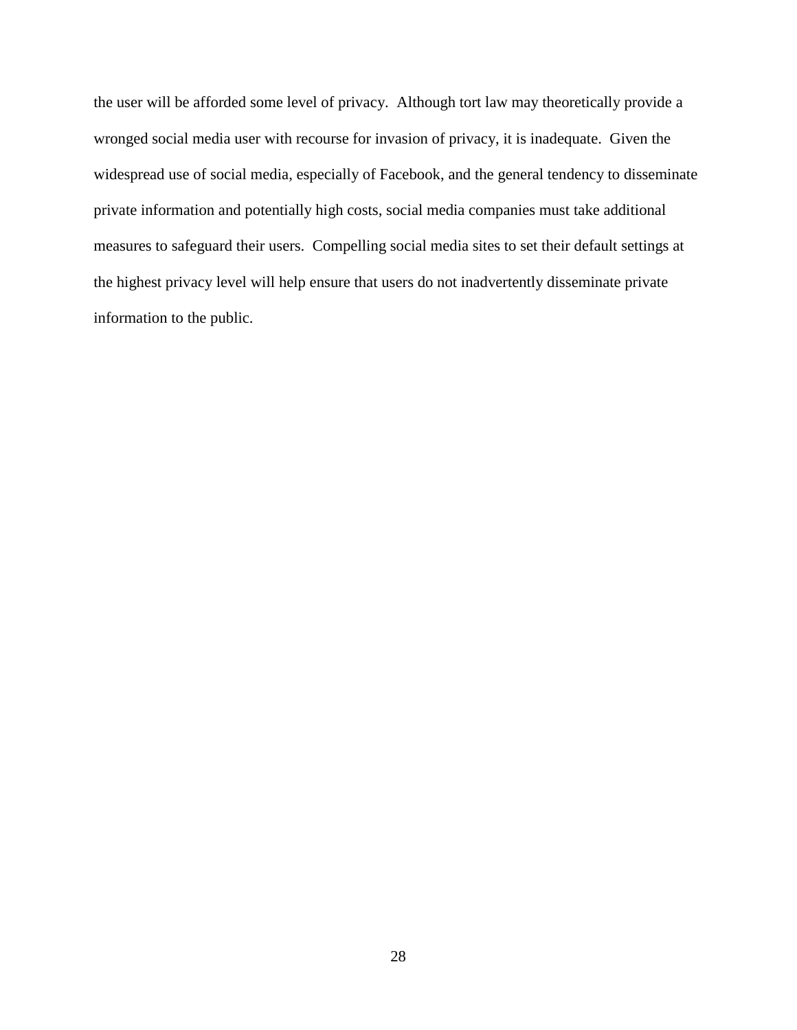the user will be afforded some level of privacy. Although tort law may theoretically provide a wronged social media user with recourse for invasion of privacy, it is inadequate. Given the widespread use of social media, especially of Facebook, and the general tendency to disseminate private information and potentially high costs, social media companies must take additional measures to safeguard their users. Compelling social media sites to set their default settings at the highest privacy level will help ensure that users do not inadvertently disseminate private information to the public.